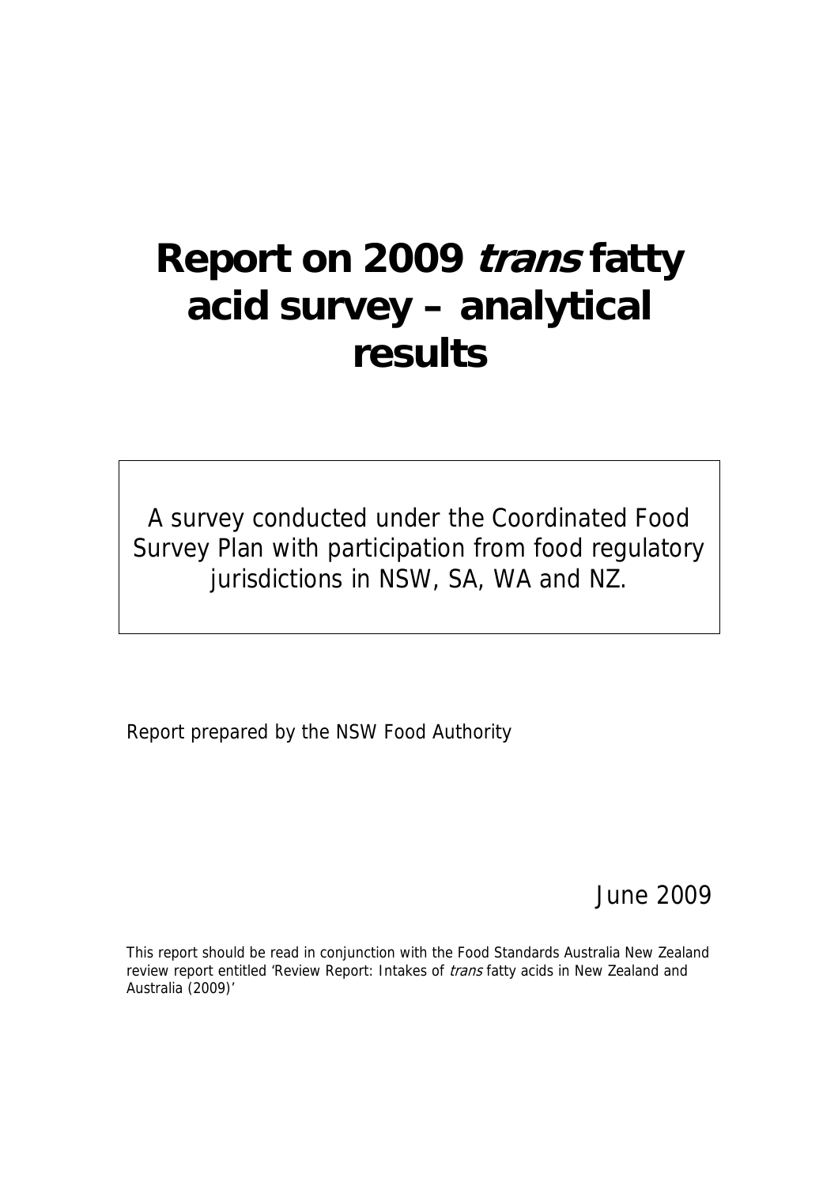# Report on 2009 *trans* fatty acid survey – analytical results

A survey conducted under the Coordinated Food Survey Plan with participation from food regulatory jurisdictions in NSW, SA, WA and NZ.

Report prepared by the NSW Food Authority

June 2009

This report should be read in conjunction with the Food Standards Australia New Zealand review report entitled 'Review Report: Intakes of *trans* fatty acids in New Zealand and Australia (2009)'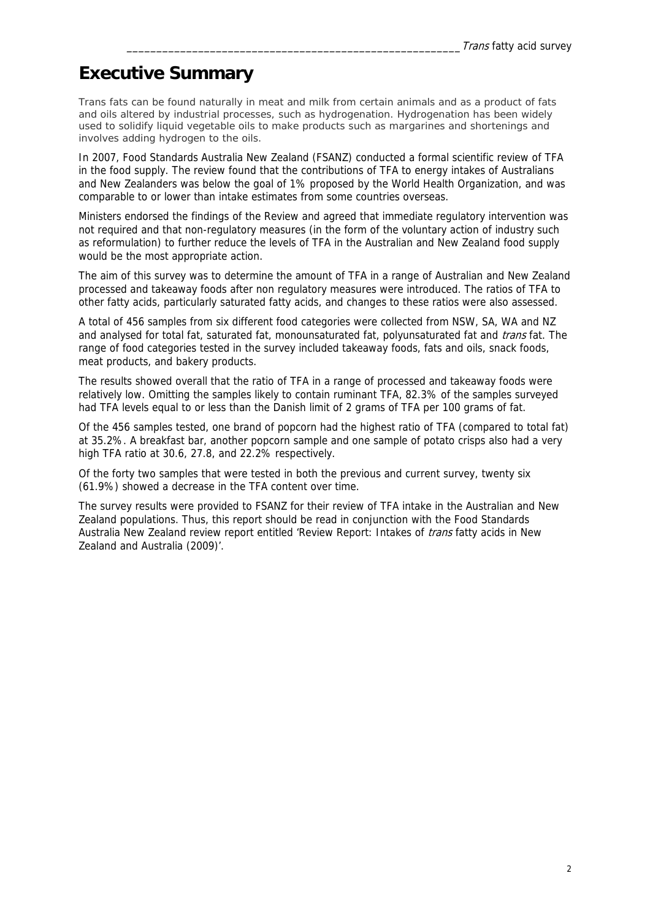# Executive Summary

Trans fats can be found naturally in meat and milk from certain animals and as a product of fats and oils altered by industrial processes, such as hydrogenation. Hydrogenation has been widely used to solidify liquid vegetable oils to make products such as margarines and shortenings and involves adding hydrogen to the oils.

In 2007, Food Standards Australia New Zealand (FSANZ) conducted a formal scientific review of TFA in the food supply. The review found that the contributions of TFA to energy intakes of Australians and New Zealanders was below the goal of 1% proposed by the World Health Organization, and was comparable to or lower than intake estimates from some countries overseas.

Ministers endorsed the findings of the Review and agreed that immediate regulatory intervention was not required and that non-regulatory measures (in the form of the voluntary action of industry such as reformulation) to further reduce the levels of TFA in the Australian and New Zealand food supply would be the most appropriate action.

The aim of this survey was to determine the amount of TFA in a range of Australian and New Zealand processed and takeaway foods after non regulatory measures were introduced. The ratios of TFA to other fatty acids, particularly saturated fatty acids, and changes to these ratios were also assessed.

A total of 456 samples from six different food categories were collected from NSW, SA, WA and NZ and analysed for total fat, saturated fat, monounsaturated fat, polyunsaturated fat and *trans* fat. The range of food categories tested in the survey included takeaway foods, fats and oils, snack foods, meat products, and bakery products.

The results showed overall that the ratio of TFA in a range of processed and takeaway foods were relatively low. Omitting the samples likely to contain ruminant TFA, 82.3% of the samples surveyed had TFA levels equal to or less than the Danish limit of 2 grams of TFA per 100 grams of fat.

Of the 456 samples tested, one brand of popcorn had the highest ratio of TFA (compared to total fat) at 35.2%. A breakfast bar, another popcorn sample and one sample of potato crisps also had a very high TFA ratio at 30.6, 27.8, and 22.2% respectively.

Of the forty two samples that were tested in both the previous and current survey, twenty six (61.9%) showed a decrease in the TFA content over time.

The survey results were provided to FSANZ for their review of TFA intake in the Australian and New Zealand populations. Thus, this report should be read in conjunction with the Food Standards Australia New Zealand review report entitled 'Review Report: Intakes of *trans* fatty acids in New Zealand and Australia (2009)'.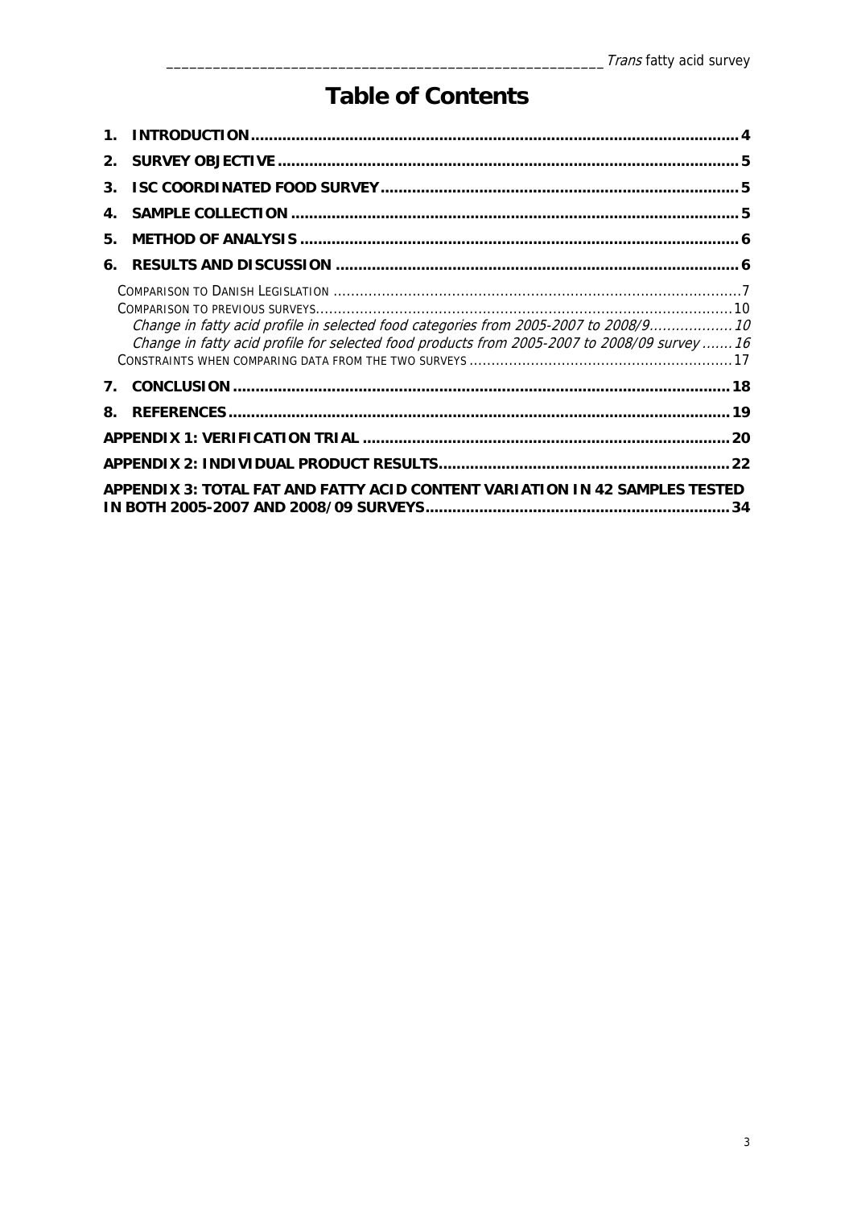# Table of Contents

**1. INTRODUCTION** ........................................................................................................ **4**

**2. SURVEY OBJECTIVE** .................................................................................................. **5**

**3. ISC COORDINATED FOOD SURVEY** ........................................................................... **5**

**4. SAMPLE COLLECTION** ............................................................................................... **5**

**5. METHOD OF ANALYSIS** ............................................................................................. **6**

**6. RESULTS AND DISCUSSION** ...................................................................................... **6**

COMPARISON TO DANISH LEGISLATION ........................................................................................ 7

COMPARISON TO PREVIOUS SURVEYS............................................................................................ 10

*Change in fatty acid profile in selected food categories from 2005-2007 to 2008/9*.................. 10

*Change in fatty acid profile for selected food products from 2005-2007 to 2008/09 survey* ....... 16

CONSTRAINTS WHEN COMPARING DATA FROM THE TWO SURVEYS ........................................................ 17

**7. CONCLUSION** ........................................................................................................... **18**

**8. REFERENCES** ........................................................................................................... **19**

**APPENDIX 1: VERIFICATION TRIAL** .............................................................................. **20**

**APPENDIX 2: INDIVIDUAL PRODUCT RESULTS** ............................................................... **22**

**APPENDIX 3: TOTAL FAT AND FATTY ACID CONTENT VARIATION IN 42 SAMPLES TESTED IN BOTH 2005-2007 AND 2008/09 SURVEYS** ................................................................. **34**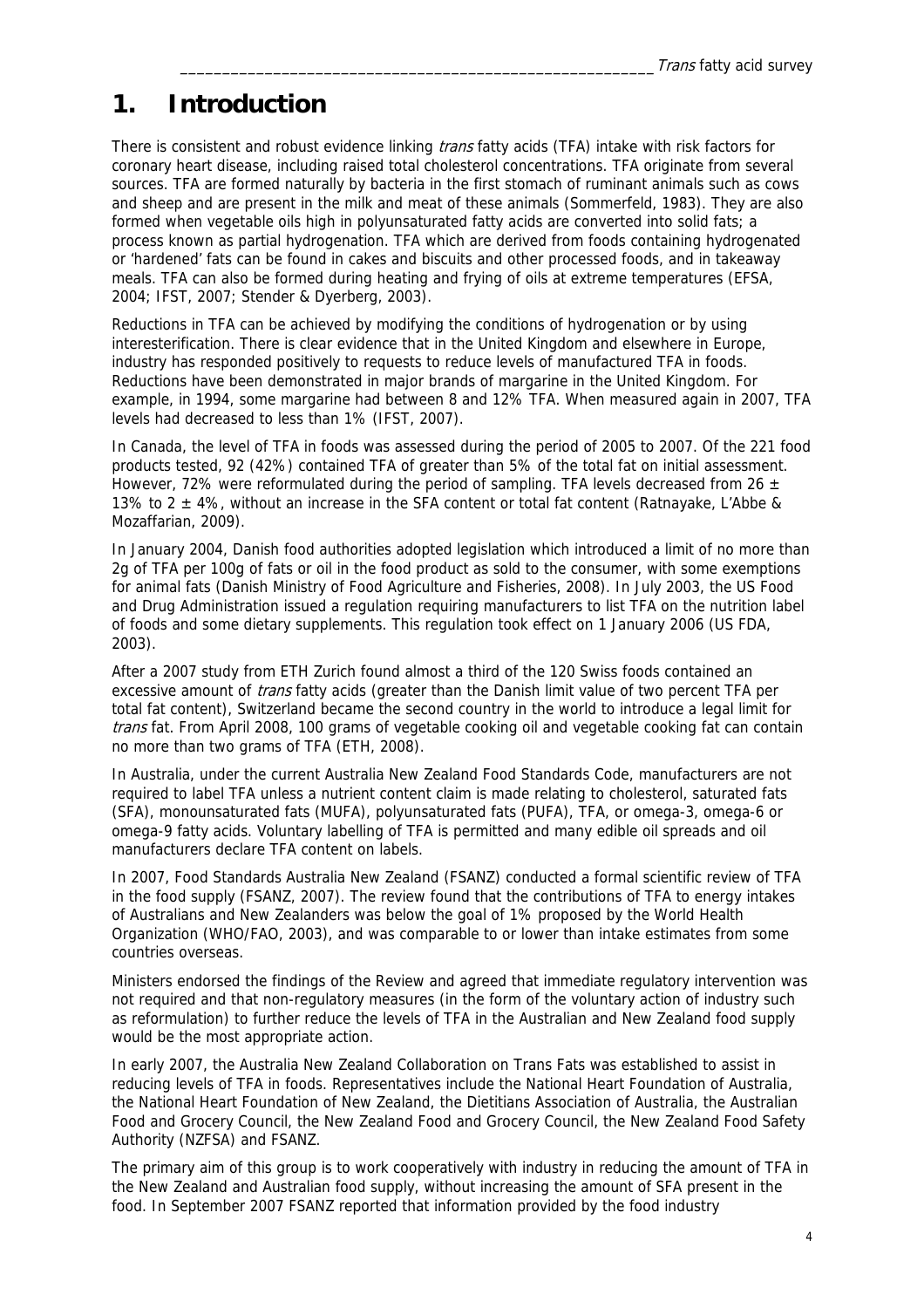# 1. Introduction

There is consistent and robust evidence linking *trans* fatty acids (TFA) intake with risk factors for coronary heart disease, including raised total cholesterol concentrations. TFA originate from several sources. TFA are formed naturally by bacteria in the first stomach of ruminant animals such as cows and sheep and are present in the milk and meat of these animals (Sommerfeld, 1983). They are also formed when vegetable oils high in polyunsaturated fatty acids are converted into solid fats; a process known as partial hydrogenation. TFA which are derived from foods containing hydrogenated or 'hardened' fats can be found in cakes and biscuits and other processed foods, and in takeaway meals. TFA can also be formed during heating and frying of oils at extreme temperatures (EFSA, 2004; IFST, 2007; Stender & Dyerberg, 2003).

Reductions in TFA can be achieved by modifying the conditions of hydrogenation or by using interesterification. There is clear evidence that in the United Kingdom and elsewhere in Europe, industry has responded positively to requests to reduce levels of manufactured TFA in foods. Reductions have been demonstrated in major brands of margarine in the United Kingdom. For example, in 1994, some margarine had between 8 and 12% TFA. When measured again in 2007, TFA levels had decreased to less than 1% (IFST, 2007).

In Canada, the level of TFA in foods was assessed during the period of 2005 to 2007. Of the 221 food products tested, 92 (42%) contained TFA of greater than 5% of the total fat on initial assessment. However, 72% were reformulated during the period of sampling. TFA levels decreased from 26 ± 13% to 2 ± 4%, without an increase in the SFA content or total fat content (Ratnayake, L'Abbe & Mozaffarian, 2009).

In January 2004, Danish food authorities adopted legislation which introduced a limit of no more than 2g of TFA per 100g of fats or oil in the food product as sold to the consumer, with some exemptions for animal fats (Danish Ministry of Food Agriculture and Fisheries, 2008). In July 2003, the US Food and Drug Administration issued a regulation requiring manufacturers to list TFA on the nutrition label of foods and some dietary supplements. This regulation took effect on 1 January 2006 (US FDA, 2003).

After a 2007 study from ETH Zurich found almost a third of the 120 Swiss foods contained an excessive amount of *trans* fatty acids (greater than the Danish limit value of two percent TFA per total fat content), Switzerland became the second country in the world to introduce a legal limit for *trans* fat. From April 2008, 100 grams of vegetable cooking oil and vegetable cooking fat can contain no more than two grams of TFA (ETH, 2008).

In Australia, under the current Australia New Zealand Food Standards Code, manufacturers are not required to label TFA unless a nutrient content claim is made relating to cholesterol, saturated fats (SFA), monounsaturated fats (MUFA), polyunsaturated fats (PUFA), TFA, or omega-3, omega-6 or omega-9 fatty acids. Voluntary labelling of TFA is permitted and many edible oil spreads and oil manufacturers declare TFA content on labels.

In 2007, Food Standards Australia New Zealand (FSANZ) conducted a formal scientific review of TFA in the food supply (FSANZ, 2007). The review found that the contributions of TFA to energy intakes of Australians and New Zealanders was below the goal of 1% proposed by the World Health Organization (WHO/FAO, 2003), and was comparable to or lower than intake estimates from some countries overseas.

Ministers endorsed the findings of the Review and agreed that immediate regulatory intervention was not required and that non-regulatory measures (in the form of the voluntary action of industry such as reformulation) to further reduce the levels of TFA in the Australian and New Zealand food supply would be the most appropriate action.

In early 2007, the Australia New Zealand Collaboration on Trans Fats was established to assist in reducing levels of TFA in foods. Representatives include the National Heart Foundation of Australia, the National Heart Foundation of New Zealand, the Dietitians Association of Australia, the Australian Food and Grocery Council, the New Zealand Food and Grocery Council, the New Zealand Food Safety Authority (NZFSA) and FSANZ.

The primary aim of this group is to work cooperatively with industry in reducing the amount of TFA in the New Zealand and Australian food supply, without increasing the amount of SFA present in the food. In September 2007 FSANZ reported that information provided by the food industry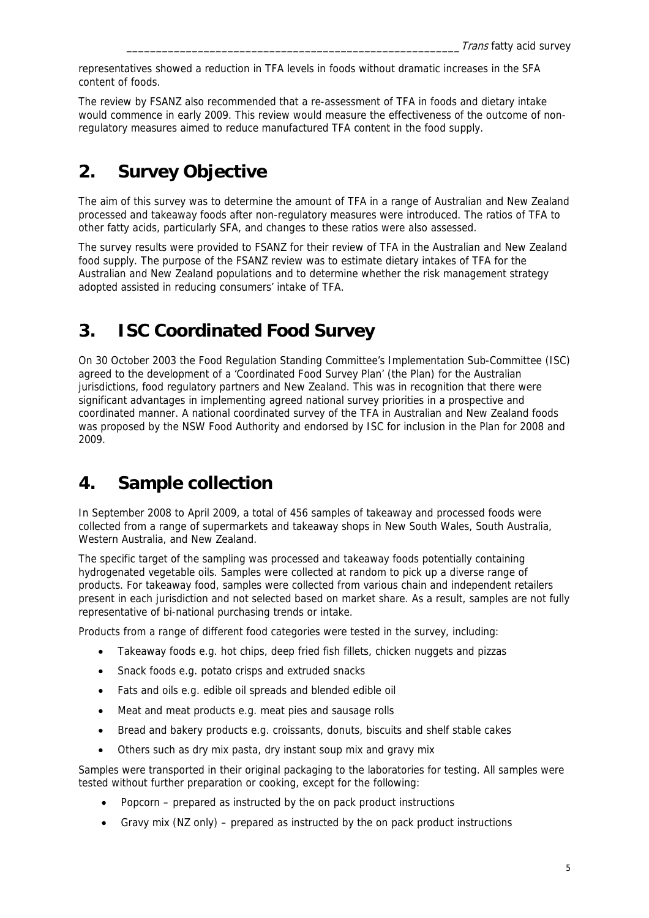representatives showed a reduction in TFA levels in foods without dramatic increases in the SFA content of foods.

The review by FSANZ also recommended that a re-assessment of TFA in foods and dietary intake would commence in early 2009. This review would measure the effectiveness of the outcome of non-regulatory measures aimed to reduce manufactured TFA content in the food supply.

# 2. Survey Objective

The aim of this survey was to determine the amount of TFA in a range of Australian and New Zealand processed and takeaway foods after non-regulatory measures were introduced. The ratios of TFA to other fatty acids, particularly SFA, and changes to these ratios were also assessed.

The survey results were provided to FSANZ for their review of TFA in the Australian and New Zealand food supply. The purpose of the FSANZ review was to estimate dietary intakes of TFA for the Australian and New Zealand populations and to determine whether the risk management strategy adopted assisted in reducing consumers' intake of TFA.

# 3. ISC Coordinated Food Survey

On 30 October 2003 the Food Regulation Standing Committee's Implementation Sub-Committee (ISC) agreed to the development of a 'Coordinated Food Survey Plan' (the Plan) for the Australian jurisdictions, food regulatory partners and New Zealand. This was in recognition that there were significant advantages in implementing agreed national survey priorities in a prospective and coordinated manner. A national coordinated survey of the TFA in Australian and New Zealand foods was proposed by the NSW Food Authority and endorsed by ISC for inclusion in the Plan for 2008 and 2009.

# 4. Sample collection

In September 2008 to April 2009, a total of 456 samples of takeaway and processed foods were collected from a range of supermarkets and takeaway shops in New South Wales, South Australia, Western Australia, and New Zealand.

The specific target of the sampling was processed and takeaway foods potentially containing hydrogenated vegetable oils. Samples were collected at random to pick up a diverse range of products. For takeaway food, samples were collected from various chain and independent retailers present in each jurisdiction and not selected based on market share. As a result, samples are not fully representative of bi-national purchasing trends or intake.

Products from a range of different food categories were tested in the survey, including:

- Takeaway foods e.g. hot chips, deep fried fish fillets, chicken nuggets and pizzas
- Snack foods e.g. potato crisps and extruded snacks
- Fats and oils e.g. edible oil spreads and blended edible oil
- Meat and meat products e.g. meat pies and sausage rolls
- Bread and bakery products e.g. croissants, donuts, biscuits and shelf stable cakes
- Others such as dry mix pasta, dry instant soup mix and gravy mix

Samples were transported in their original packaging to the laboratories for testing. All samples were tested without further preparation or cooking, except for the following:

- Popcorn – prepared as instructed by the on pack product instructions
- Gravy mix (NZ only) – prepared as instructed by the on pack product instructions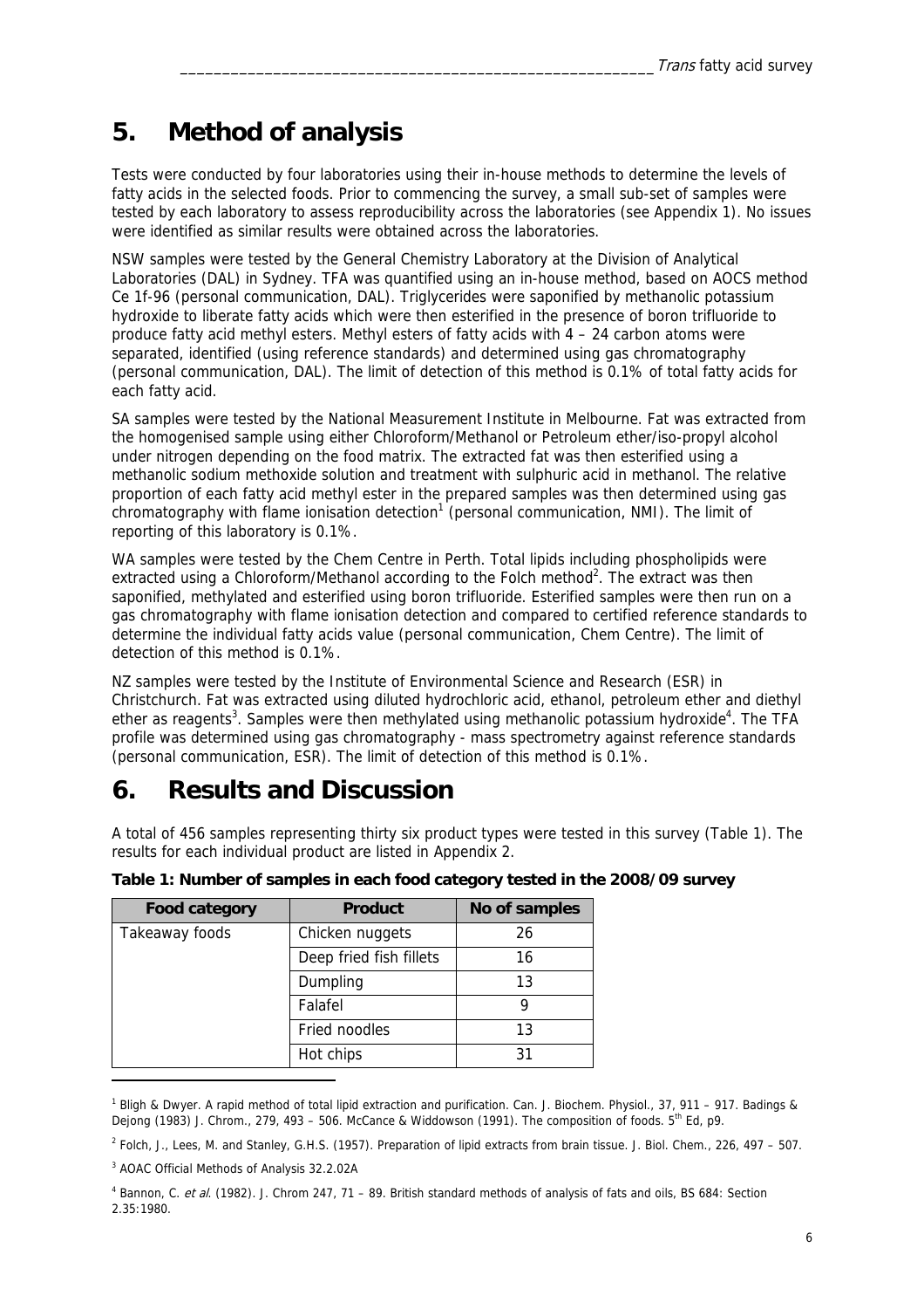# 5. Method of analysis

Tests were conducted by four laboratories using their in-house methods to determine the levels of fatty acids in the selected foods. Prior to commencing the survey, a small sub-set of samples were tested by each laboratory to assess reproducibility across the laboratories (see Appendix 1). No issues were identified as similar results were obtained across the laboratories.

NSW samples were tested by the General Chemistry Laboratory at the Division of Analytical Laboratories (DAL) in Sydney. TFA was quantified using an in-house method, based on AOCS method Ce 1f-96 (personal communication, DAL). Triglycerides were saponified by methanolic potassium hydroxide to liberate fatty acids which were then esterified in the presence of boron trifluoride to produce fatty acid methyl esters. Methyl esters of fatty acids with 4 – 24 carbon atoms were separated, identified (using reference standards) and determined using gas chromatography (personal communication, DAL). The limit of detection of this method is 0.1% of total fatty acids for each fatty acid.

SA samples were tested by the National Measurement Institute in Melbourne. Fat was extracted from the homogenised sample using either Chloroform/Methanol or Petroleum ether/iso-propyl alcohol under nitrogen depending on the food matrix. The extracted fat was then esterified using a methanolic sodium methoxide solution and treatment with sulphuric acid in methanol. The relative proportion of each fatty acid methyl ester in the prepared samples was then determined using gas chromatography with flame ionisation detection[1] (personal communication, NMI). The limit of reporting of this laboratory is 0.1%.

WA samples were tested by the Chem Centre in Perth. Total lipids including phospholipids were extracted using a Chloroform/Methanol according to the Folch method[2]. The extract was then saponified, methylated and esterified using boron trifluoride. Esterified samples were then run on a gas chromatography with flame ionisation detection and compared to certified reference standards to determine the individual fatty acids value (personal communication, Chem Centre). The limit of detection of this method is 0.1%.

NZ samples were tested by the Institute of Environmental Science and Research (ESR) in Christchurch. Fat was extracted using diluted hydrochloric acid, ethanol, petroleum ether and diethyl ether as reagents[3]. Samples were then methylated using methanolic potassium hydroxide[4]. The TFA profile was determined using gas chromatography - mass spectrometry against reference standards (personal communication, ESR). The limit of detection of this method is 0.1%.

# 6. Results and Discussion

A total of 456 samples representing thirty six product types were tested in this survey (Table 1). The results for each individual product are listed in Appendix 2.

**Table 1: Number of samples in each food category tested in the 2008/09 survey**

| Food category | Product | No of samples |
|---|---|---|
| Takeaway foods | Chicken nuggets | 26 |
| | Deep fried fish fillets | 16 |
| | Dumpling | 13 |
| | Falafel | 9 |
| | Fried noodles | 13 |
| | Hot chips | 31 |

[1] Bligh & Dwyer. A rapid method of total lipid extraction and purification. Can. J. Biochem. Physiol., 37, 911 – 917. Badings & Dejong (1983) J. Chrom., 279, 493 – 506. McCance & Widdowson (1991). The composition of foods. 5th Ed, p9.

[2] Folch, J., Lees, M. and Stanley, G.H.S. (1957). Preparation of lipid extracts from brain tissue. J. Biol. Chem., 226, 497 – 507.

[3] AOAC Official Methods of Analysis 32.2.02A

[4] Bannon, C. *et al*. (1982). J. Chrom 247, 71 – 89. British standard methods of analysis of fats and oils, BS 684: Section 2.35:1980.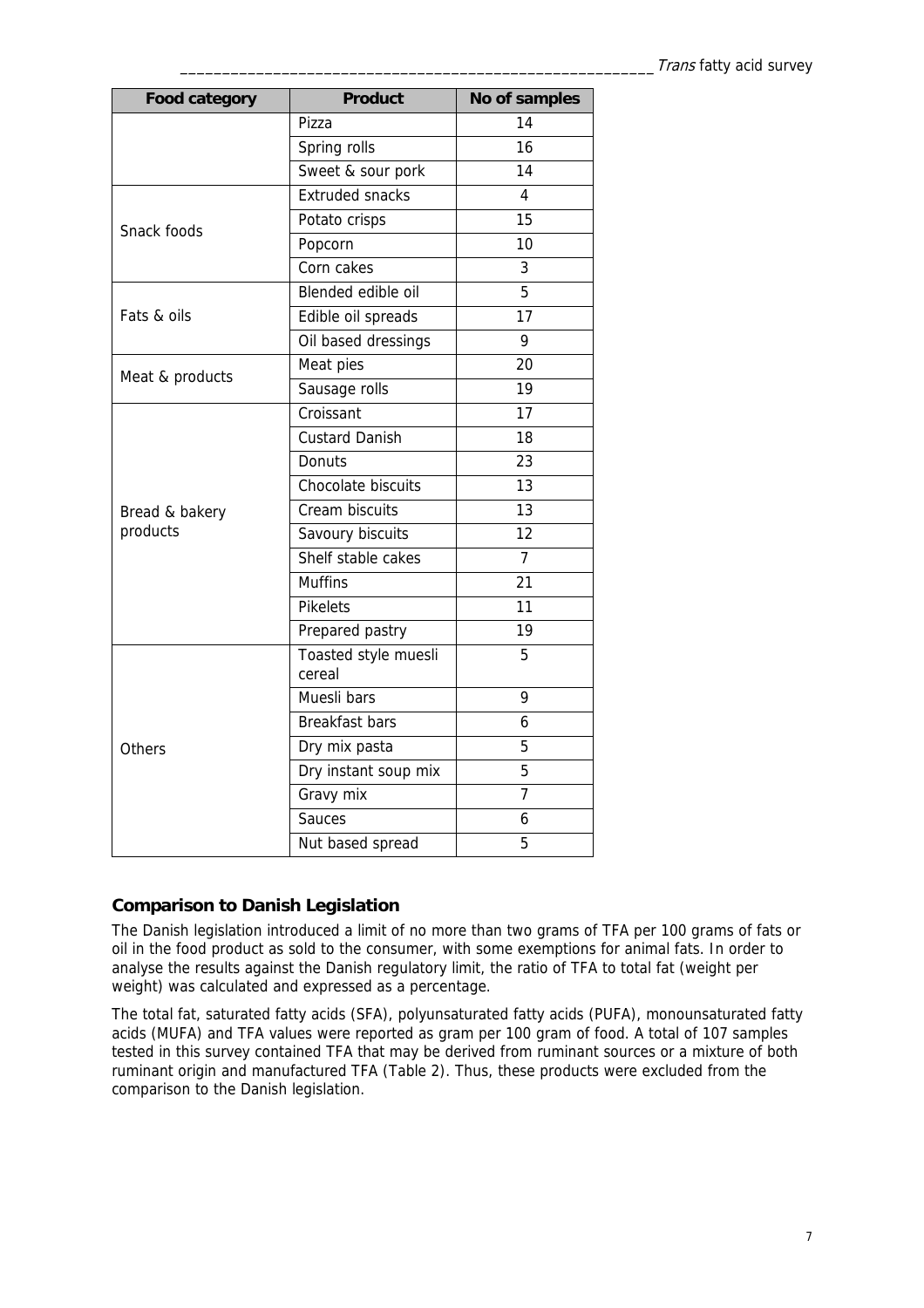| Food category | Product | No of samples |
|---|---|---|
| | Pizza | 14 |
| | Spring rolls | 16 |
| | Sweet & sour pork | 14 |
| Snack foods | Extruded snacks | 4 |
| | Potato crisps | 15 |
| | Popcorn | 10 |
| | Corn cakes | 3 |
| Fats & oils | Blended edible oil | 5 |
| | Edible oil spreads | 17 |
| | Oil based dressings | 9 |
| Meat & products | Meat pies | 20 |
| | Sausage rolls | 19 |
| Bread & bakery products | Croissant | 17 |
| | Custard Danish | 18 |
| | Donuts | 23 |
| | Chocolate biscuits | 13 |
| | Cream biscuits | 13 |
| | Savoury biscuits | 12 |
| | Shelf stable cakes | 7 |
| | Muffins | 21 |
| | Pikelets | 11 |
| | Prepared pastry | 19 |
| Others | Toasted style muesli cereal | 5 |
| | Muesli bars | 9 |
| | Breakfast bars | 6 |
| | Dry mix pasta | 5 |
| | Dry instant soup mix | 5 |
| | Gravy mix | 7 |
| | Sauces | 6 |
| | Nut based spread | 5 |

### Comparison to Danish Legislation

The Danish legislation introduced a limit of no more than two grams of TFA per 100 grams of fats or oil in the food product as sold to the consumer, with some exemptions for animal fats. In order to analyse the results against the Danish regulatory limit, the ratio of TFA to total fat (weight per weight) was calculated and expressed as a percentage.

The total fat, saturated fatty acids (SFA), polyunsaturated fatty acids (PUFA), monounsaturated fatty acids (MUFA) and TFA values were reported as gram per 100 gram of food. A total of 107 samples tested in this survey contained TFA that may be derived from ruminant sources or a mixture of both ruminant origin and manufactured TFA (Table 2). Thus, these products were excluded from the comparison to the Danish legislation.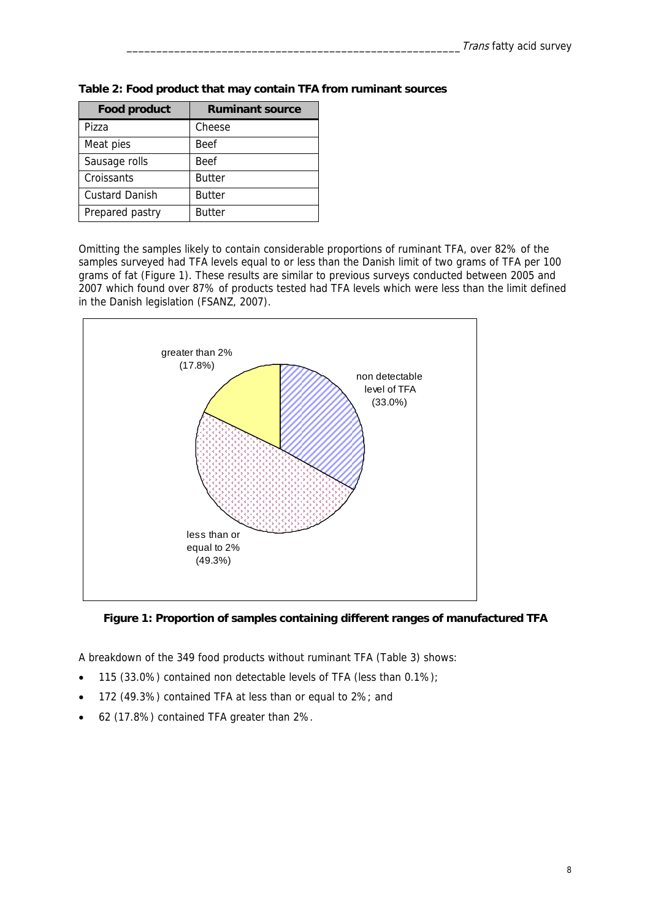**Table 2: Food product that may contain TFA from ruminant sources**

| Food product | Ruminant source |
| --- | --- |
| Pizza | Cheese |
| Meat pies | Beef |
| Sausage rolls | Beef |
| Croissants | Butter |
| Custard Danish | Butter |
| Prepared pastry | Butter |

Omitting the samples likely to contain considerable proportions of ruminant TFA, over 82% of the samples surveyed had TFA levels equal to or less than the Danish limit of two grams of TFA per 100 grams of fat (Figure 1). These results are similar to previous surveys conducted between 2005 and 2007 which found over 87% of products tested had TFA levels which were less than the limit defined in the Danish legislation (FSANZ, 2007).

**Figure 1: Proportion of samples containing different ranges of manufactured TFA**

A breakdown of the 349 food products without ruminant TFA (Table 3) shows:

- 115 (33.0%) contained non detectable levels of TFA (less than 0.1%);
- 172 (49.3%) contained TFA at less than or equal to 2%; and
- 62 (17.8%) contained TFA greater than 2%.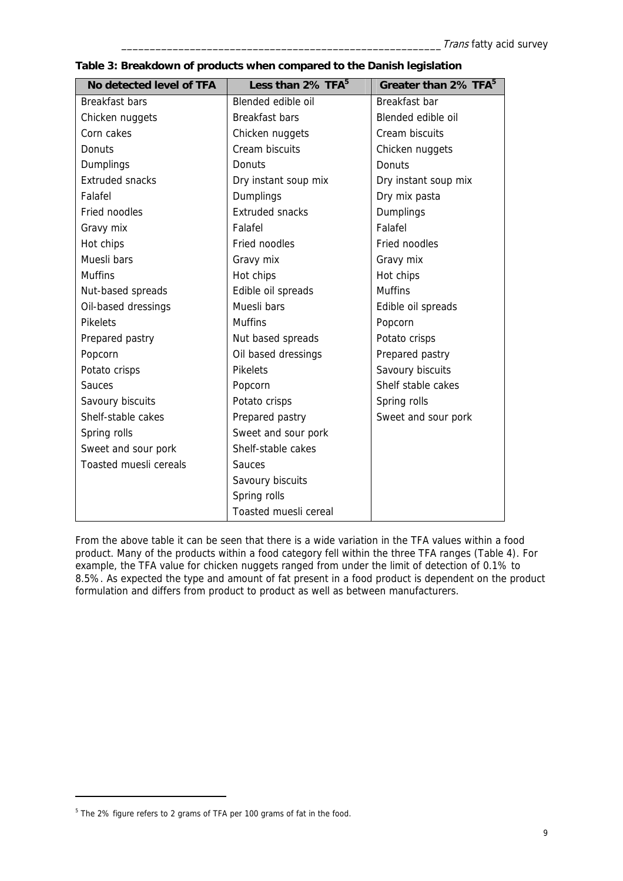**Table 3: Breakdown of products when compared to the Danish legislation**

| No detected level of TFA | Less than 2% TFA[5] | Greater than 2% TFA[5] |
|---|---|---|
| Breakfast bars | Blended edible oil | Breakfast bar |
| Chicken nuggets | Breakfast bars | Blended edible oil |
| Corn cakes | Chicken nuggets | Cream biscuits |
| Donuts | Cream biscuits | Chicken nuggets |
| Dumplings | Donuts | Donuts |
| Extruded snacks | Dry instant soup mix | Dry instant soup mix |
| Falafel | Dumplings | Dry mix pasta |
| Fried noodles | Extruded snacks | Dumplings |
| Gravy mix | Falafel | Falafel |
| Hot chips | Fried noodles | Fried noodles |
| Muesli bars | Gravy mix | Gravy mix |
| Muffins | Hot chips | Hot chips |
| Nut-based spreads | Edible oil spreads | Muffins |
| Oil-based dressings | Muesli bars | Edible oil spreads |
| Pikelets | Muffins | Popcorn |
| Prepared pastry | Nut based spreads | Potato crisps |
| Popcorn | Oil based dressings | Prepared pastry |
| Potato crisps | Pikelets | Savoury biscuits |
| Sauces | Popcorn | Shelf stable cakes |
| Savoury biscuits | Potato crisps | Spring rolls |
| Shelf-stable cakes | Prepared pastry | Sweet and sour pork |
| Spring rolls | Sweet and sour pork | |
| Sweet and sour pork | Shelf-stable cakes | |
| Toasted muesli cereals | Sauces | |
| | Savoury biscuits | |
| | Spring rolls | |
| | Toasted muesli cereal | |

From the above table it can be seen that there is a wide variation in the TFA values within a food product. Many of the products within a food category fell within the three TFA ranges (Table 4). For example, the TFA value for chicken nuggets ranged from under the limit of detection of 0.1% to 8.5%. As expected the type and amount of fat present in a food product is dependent on the product formulation and differs from product to product as well as between manufacturers.

[5] The 2% figure refers to 2 grams of TFA per 100 grams of fat in the food.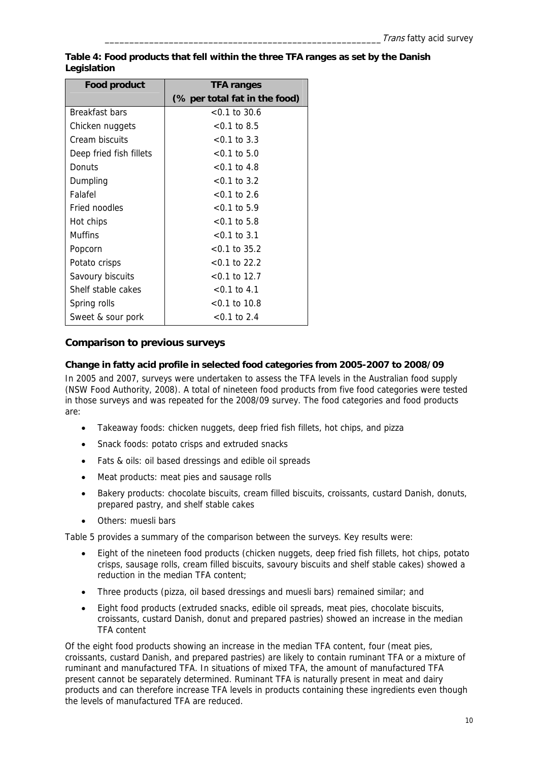**Table 4: Food products that fell within the three TFA ranges as set by the Danish Legislation**

| Food product | TFA ranges (% per total fat in the food) |
|---|---|
| Breakfast bars | <0.1 to 30.6 |
| Chicken nuggets | <0.1 to 8.5 |
| Cream biscuits | <0.1 to 3.3 |
| Deep fried fish fillets | <0.1 to 5.0 |
| Donuts | <0.1 to 4.8 |
| Dumpling | <0.1 to 3.2 |
| Falafel | <0.1 to 2.6 |
| Fried noodles | <0.1 to 5.9 |
| Hot chips | <0.1 to 5.8 |
| Muffins | <0.1 to 3.1 |
| Popcorn | <0.1 to 35.2 |
| Potato crisps | <0.1 to 22.2 |
| Savoury biscuits | <0.1 to 12.7 |
| Shelf stable cakes | <0.1 to 4.1 |
| Spring rolls | <0.1 to 10.8 |
| Sweet & sour pork | <0.1 to 2.4 |

## Comparison to previous surveys

### Change in fatty acid profile in selected food categories from 2005-2007 to 2008/09

In 2005 and 2007, surveys were undertaken to assess the TFA levels in the Australian food supply (NSW Food Authority, 2008). A total of nineteen food products from five food categories were tested in those surveys and was repeated for the 2008/09 survey. The food categories and food products are:

- Takeaway foods: chicken nuggets, deep fried fish fillets, hot chips, and pizza
- Snack foods: potato crisps and extruded snacks
- Fats & oils: oil based dressings and edible oil spreads
- Meat products: meat pies and sausage rolls
- Bakery products: chocolate biscuits, cream filled biscuits, croissants, custard Danish, donuts, prepared pastry, and shelf stable cakes
- Others: muesli bars

Table 5 provides a summary of the comparison between the surveys. Key results were:

- Eight of the nineteen food products (chicken nuggets, deep fried fish fillets, hot chips, potato crisps, sausage rolls, cream filled biscuits, savoury biscuits and shelf stable cakes) showed a reduction in the median TFA content;
- Three products (pizza, oil based dressings and muesli bars) remained similar; and
- Eight food products (extruded snacks, edible oil spreads, meat pies, chocolate biscuits, croissants, custard Danish, donut and prepared pastries) showed an increase in the median TFA content

Of the eight food products showing an increase in the median TFA content, four (meat pies, croissants, custard Danish, and prepared pastries) are likely to contain ruminant TFA or a mixture of ruminant and manufactured TFA. In situations of mixed TFA, the amount of manufactured TFA present cannot be separately determined. Ruminant TFA is naturally present in meat and dairy products and can therefore increase TFA levels in products containing these ingredients even though the levels of manufactured TFA are reduced.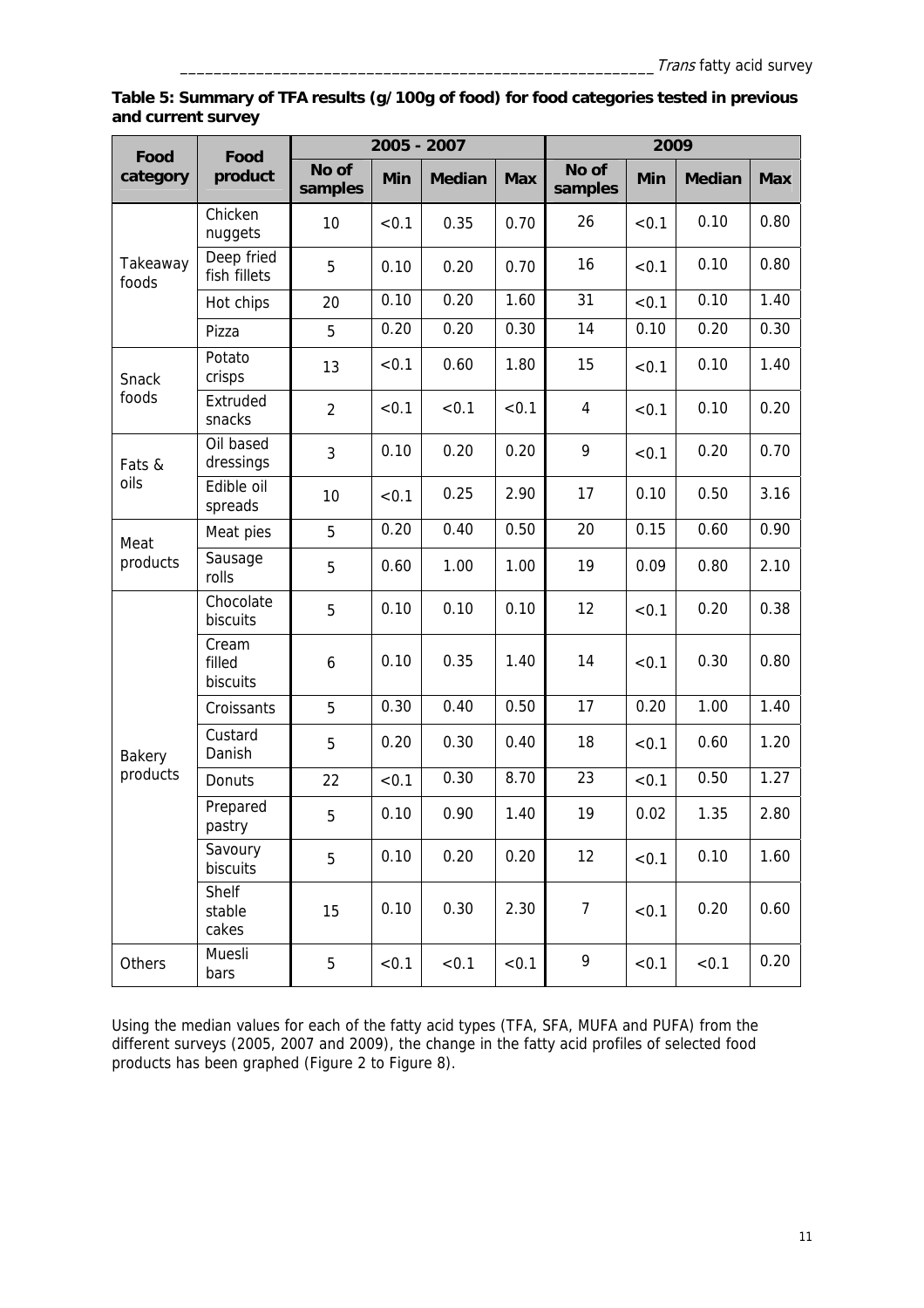**Table 5: Summary of TFA results (g/100g of food) for food categories tested in previous and current survey**

| Food category | Food product | 2005 - 2007 | | | | 2009 | | | |
|---|---|---|---|---|---|---|---|---|---|
| | | No of samples | Min | Median | Max | No of samples | Min | Median | Max |
| Takeaway foods | Chicken nuggets | 10 | <0.1 | 0.35 | 0.70 | 26 | <0.1 | 0.10 | 0.80 |
| | Deep fried fish fillets | 5 | 0.10 | 0.20 | 0.70 | 16 | <0.1 | 0.10 | 0.80 |
| | Hot chips | 20 | 0.10 | 0.20 | 1.60 | 31 | <0.1 | 0.10 | 1.40 |
| | Pizza | 5 | 0.20 | 0.20 | 0.30 | 14 | 0.10 | 0.20 | 0.30 |
| Snack foods | Potato crisps | 13 | <0.1 | 0.60 | 1.80 | 15 | <0.1 | 0.10 | 1.40 |
| | Extruded snacks | 2 | <0.1 | <0.1 | <0.1 | 4 | <0.1 | 0.10 | 0.20 |
| Fats & oils | Oil based dressings | 3 | 0.10 | 0.20 | 0.20 | 9 | <0.1 | 0.20 | 0.70 |
| | Edible oil spreads | 10 | <0.1 | 0.25 | 2.90 | 17 | 0.10 | 0.50 | 3.16 |
| Meat products | Meat pies | 5 | 0.20 | 0.40 | 0.50 | 20 | 0.15 | 0.60 | 0.90 |
| | Sausage rolls | 5 | 0.60 | 1.00 | 1.00 | 19 | 0.09 | 0.80 | 2.10 |
| Bakery products | Chocolate biscuits | 5 | 0.10 | 0.10 | 0.10 | 12 | <0.1 | 0.20 | 0.38 |
| | Cream filled biscuits | 6 | 0.10 | 0.35 | 1.40 | 14 | <0.1 | 0.30 | 0.80 |
| | Croissants | 5 | 0.30 | 0.40 | 0.50 | 17 | 0.20 | 1.00 | 1.40 |
| | Custard Danish | 5 | 0.20 | 0.30 | 0.40 | 18 | <0.1 | 0.60 | 1.20 |
| | Donuts | 22 | <0.1 | 0.30 | 8.70 | 23 | <0.1 | 0.50 | 1.27 |
| | Prepared pastry | 5 | 0.10 | 0.90 | 1.40 | 19 | 0.02 | 1.35 | 2.80 |
| | Savoury biscuits | 5 | 0.10 | 0.20 | 0.20 | 12 | <0.1 | 0.10 | 1.60 |
| | Shelf stable cakes | 15 | 0.10 | 0.30 | 2.30 | 7 | <0.1 | 0.20 | 0.60 |
| Others | Muesli bars | 5 | <0.1 | <0.1 | <0.1 | 9 | <0.1 | <0.1 | 0.20 |

Using the median values for each of the fatty acid types (TFA, SFA, MUFA and PUFA) from the different surveys (2005, 2007 and 2009), the change in the fatty acid profiles of selected food products has been graphed (Figure 2 to Figure 8).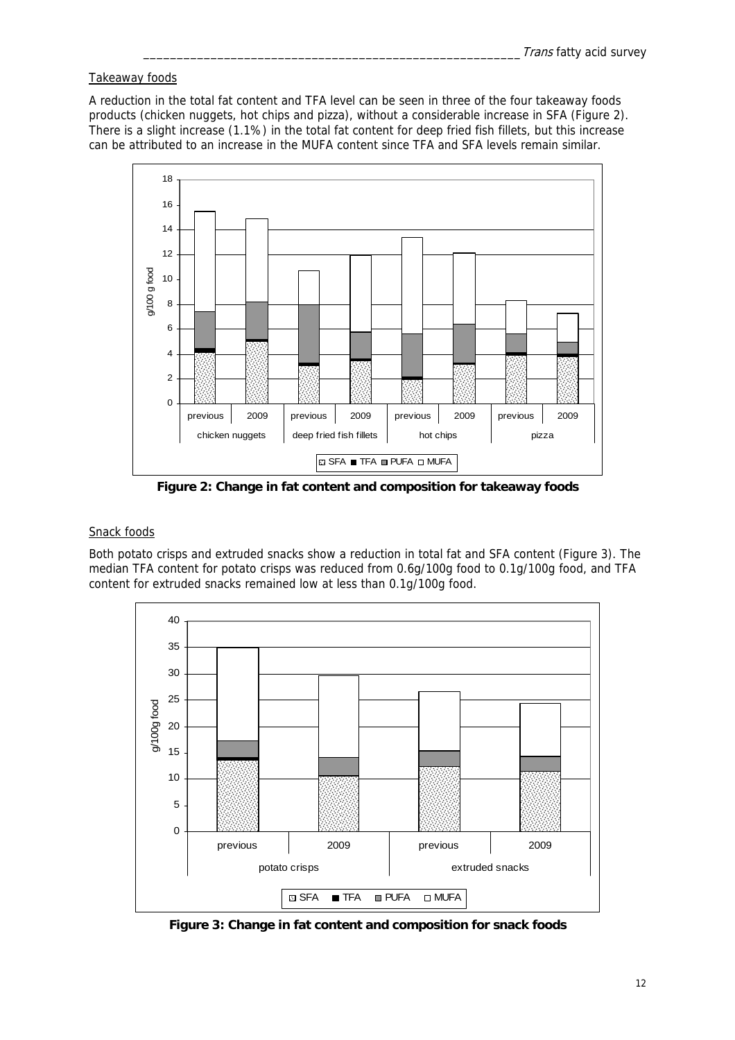## Takeaway foods

A reduction in the total fat content and TFA level can be seen in three of the four takeaway foods products (chicken nuggets, hot chips and pizza), without a considerable increase in SFA (Figure 2). There is a slight increase (1.1%) in the total fat content for deep fried fish fillets, but this increase can be attributed to an increase in the MUFA content since TFA and SFA levels remain similar.

**Figure 2: Change in fat content and composition for takeaway foods**

## Snack foods

Both potato crisps and extruded snacks show a reduction in total fat and SFA content (Figure 3). The median TFA content for potato crisps was reduced from 0.6g/100g food to 0.1g/100g food, and TFA content for extruded snacks remained low at less than 0.1g/100g food.

**Figure 3: Change in fat content and composition for snack foods**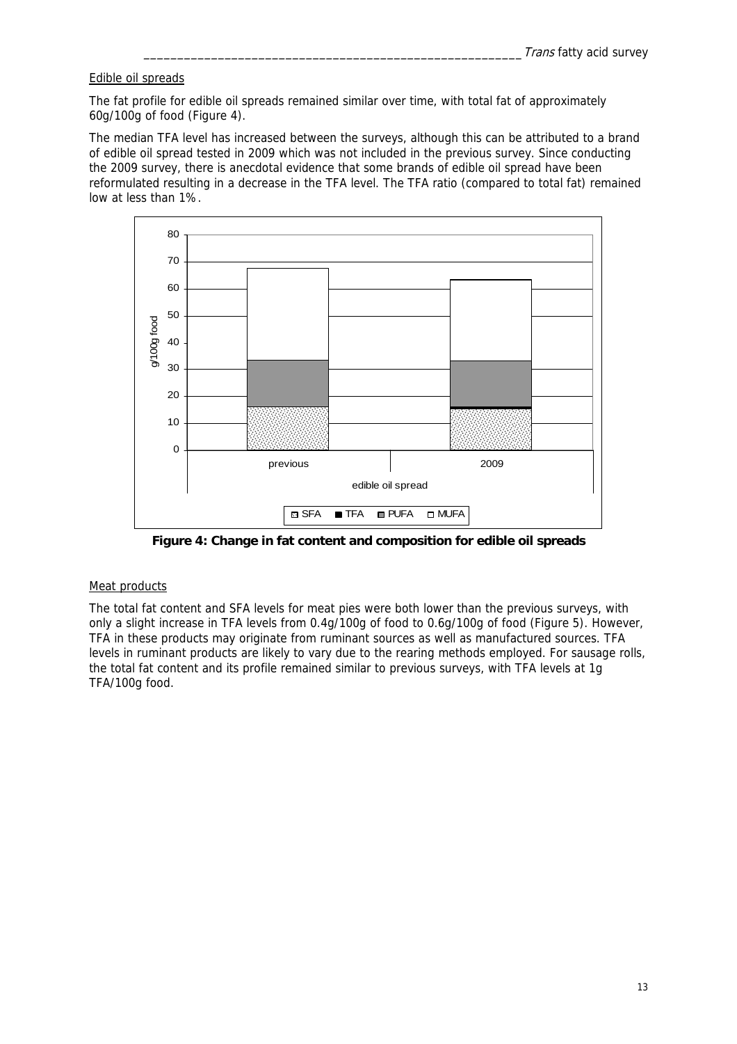Edible oil spreads

The fat profile for edible oil spreads remained similar over time, with total fat of approximately 60g/100g of food (Figure 4).

The median TFA level has increased between the surveys, although this can be attributed to a brand of edible oil spread tested in 2009 which was not included in the previous survey. Since conducting the 2009 survey, there is anecdotal evidence that some brands of edible oil spread have been reformulated resulting in a decrease in the TFA level. The TFA ratio (compared to total fat) remained low at less than 1%.

**Figure 4: Change in fat content and composition for edible oil spreads**

Meat products

The total fat content and SFA levels for meat pies were both lower than the previous surveys, with only a slight increase in TFA levels from 0.4g/100g of food to 0.6g/100g of food (Figure 5). However, TFA in these products may originate from ruminant sources as well as manufactured sources. TFA levels in ruminant products are likely to vary due to the rearing methods employed. For sausage rolls, the total fat content and its profile remained similar to previous surveys, with TFA levels at 1g TFA/100g food.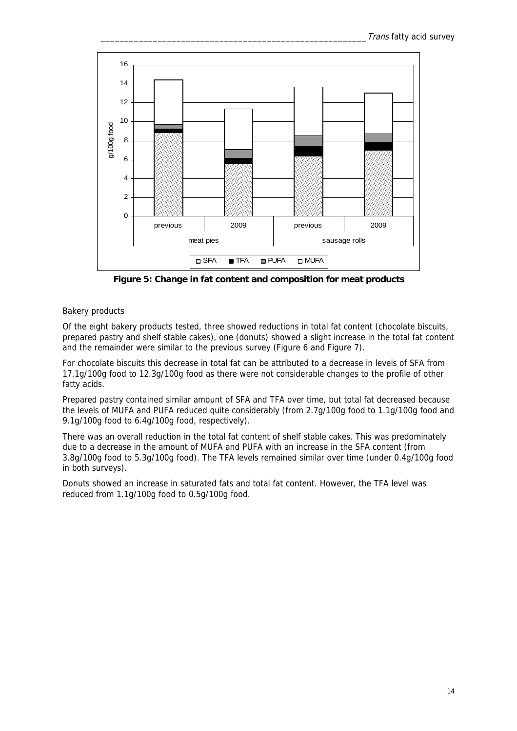**Figure 5: Change in fat content and composition for meat products**

Bakery products

Of the eight bakery products tested, three showed reductions in total fat content (chocolate biscuits, prepared pastry and shelf stable cakes), one (donuts) showed a slight increase in the total fat content and the remainder were similar to the previous survey (Figure 6 and Figure 7).

For chocolate biscuits this decrease in total fat can be attributed to a decrease in levels of SFA from 17.1g/100g food to 12.3g/100g food as there were not considerable changes to the profile of other fatty acids.

Prepared pastry contained similar amount of SFA and TFA over time, but total fat decreased because the levels of MUFA and PUFA reduced quite considerably (from 2.7g/100g food to 1.1g/100g food and 9.1g/100g food to 6.4g/100g food, respectively).

There was an overall reduction in the total fat content of shelf stable cakes. This was predominately due to a decrease in the amount of MUFA and PUFA with an increase in the SFA content (from 3.8g/100g food to 5.3g/100g food). The TFA levels remained similar over time (under 0.4g/100g food in both surveys).

Donuts showed an increase in saturated fats and total fat content. However, the TFA level was reduced from 1.1g/100g food to 0.5g/100g food.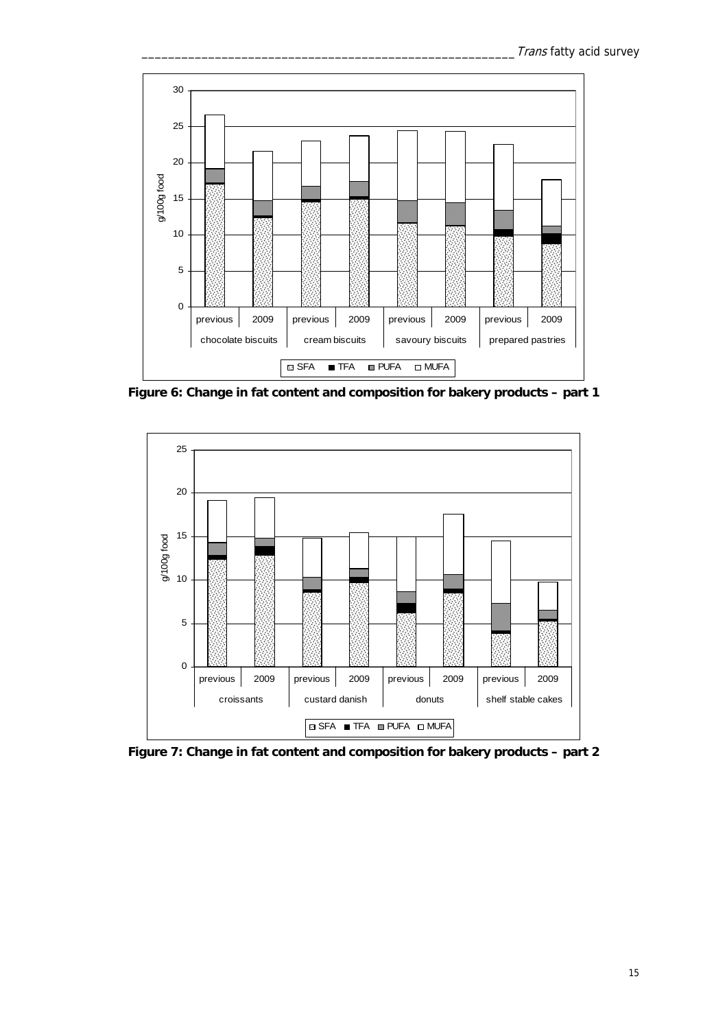**Figure 6: Change in fat content and composition for bakery products – part 1**

**Figure 7: Change in fat content and composition for bakery products – part 2**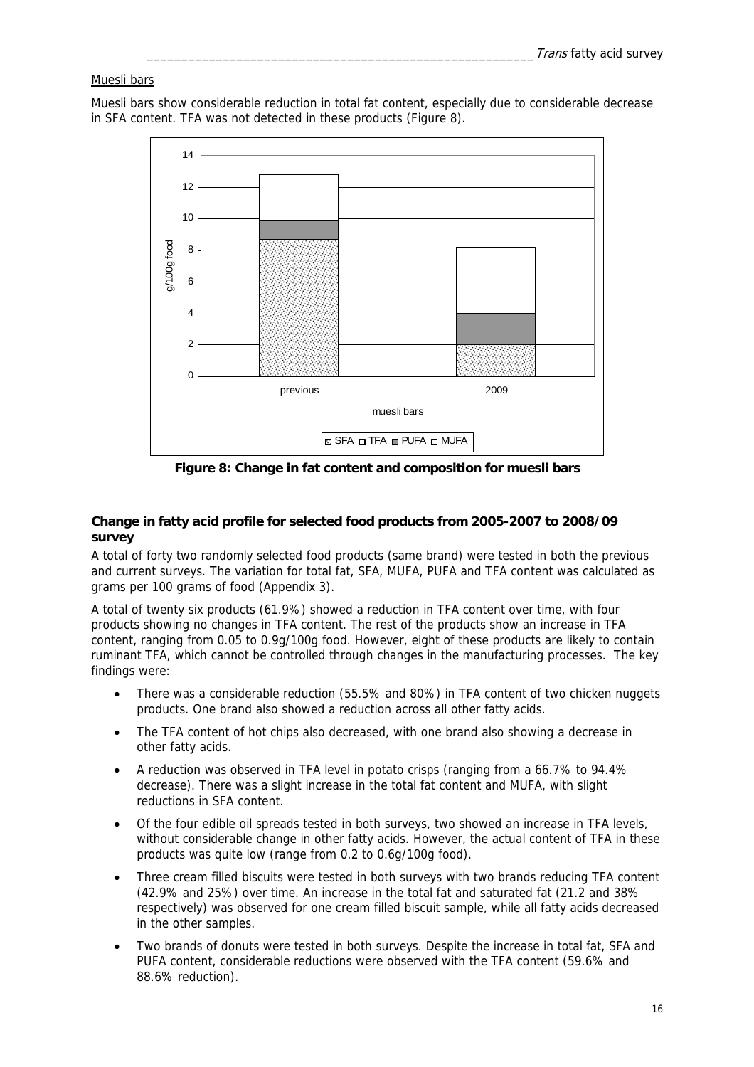Muesli bars

Muesli bars show considerable reduction in total fat content, especially due to considerable decrease in SFA content. TFA was not detected in these products (Figure 8).

**Figure 8: Change in fat content and composition for muesli bars**

**Change in fatty acid profile for selected food products from 2005-2007 to 2008/09 survey**

A total of forty two randomly selected food products (same brand) were tested in both the previous and current surveys. The variation for total fat, SFA, MUFA, PUFA and TFA content was calculated as grams per 100 grams of food (Appendix 3).

A total of twenty six products (61.9%) showed a reduction in TFA content over time, with four products showing no changes in TFA content. The rest of the products show an increase in TFA content, ranging from 0.05 to 0.9g/100g food. However, eight of these products are likely to contain ruminant TFA, which cannot be controlled through changes in the manufacturing processes. The key findings were:

- There was a considerable reduction (55.5% and 80%) in TFA content of two chicken nuggets products. One brand also showed a reduction across all other fatty acids.
- The TFA content of hot chips also decreased, with one brand also showing a decrease in other fatty acids.
- A reduction was observed in TFA level in potato crisps (ranging from a 66.7% to 94.4% decrease). There was a slight increase in the total fat content and MUFA, with slight reductions in SFA content.
- Of the four edible oil spreads tested in both surveys, two showed an increase in TFA levels, without considerable change in other fatty acids. However, the actual content of TFA in these products was quite low (range from 0.2 to 0.6g/100g food).
- Three cream filled biscuits were tested in both surveys with two brands reducing TFA content (42.9% and 25%) over time. An increase in the total fat and saturated fat (21.2 and 38% respectively) was observed for one cream filled biscuit sample, while all fatty acids decreased in the other samples.
- Two brands of donuts were tested in both surveys. Despite the increase in total fat, SFA and PUFA content, considerable reductions were observed with the TFA content (59.6% and 88.6% reduction).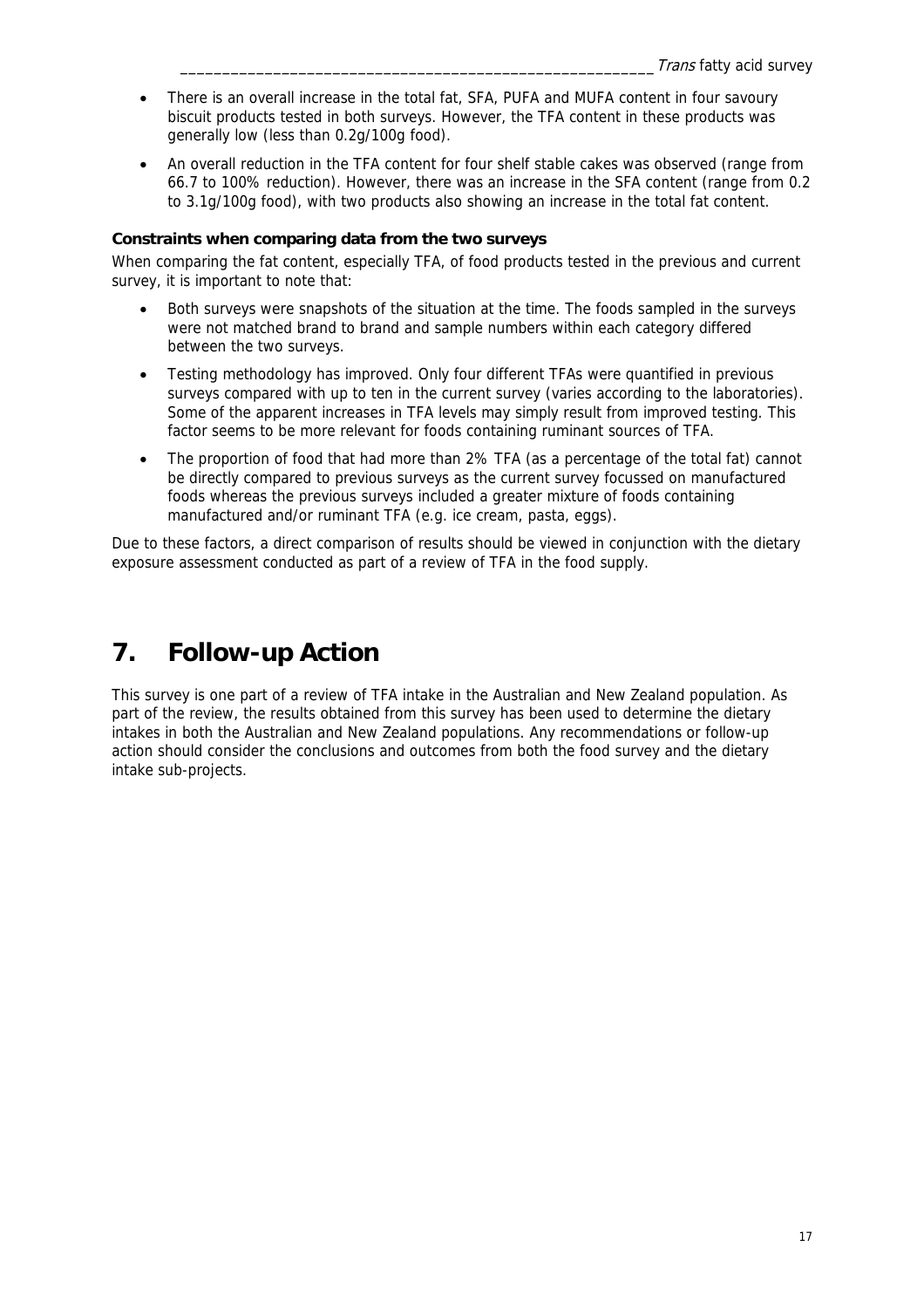- There is an overall increase in the total fat, SFA, PUFA and MUFA content in four savoury biscuit products tested in both surveys. However, the TFA content in these products was generally low (less than 0.2g/100g food).
- An overall reduction in the TFA content for four shelf stable cakes was observed (range from 66.7 to 100% reduction). However, there was an increase in the SFA content (range from 0.2 to 3.1g/100g food), with two products also showing an increase in the total fat content.

**Constraints when comparing data from the two surveys**

When comparing the fat content, especially TFA, of food products tested in the previous and current survey, it is important to note that:

- Both surveys were snapshots of the situation at the time. The foods sampled in the surveys were not matched brand to brand and sample numbers within each category differed between the two surveys.
- Testing methodology has improved. Only four different TFAs were quantified in previous surveys compared with up to ten in the current survey (varies according to the laboratories). Some of the apparent increases in TFA levels may simply result from improved testing. This factor seems to be more relevant for foods containing ruminant sources of TFA.
- The proportion of food that had more than 2% TFA (as a percentage of the total fat) cannot be directly compared to previous surveys as the current survey focussed on manufactured foods whereas the previous surveys included a greater mixture of foods containing manufactured and/or ruminant TFA (e.g. ice cream, pasta, eggs).

Due to these factors, a direct comparison of results should be viewed in conjunction with the dietary exposure assessment conducted as part of a review of TFA in the food supply.

# 7. Follow-up Action

This survey is one part of a review of TFA intake in the Australian and New Zealand population. As part of the review, the results obtained from this survey has been used to determine the dietary intakes in both the Australian and New Zealand populations. Any recommendations or follow-up action should consider the conclusions and outcomes from both the food survey and the dietary intake sub-projects.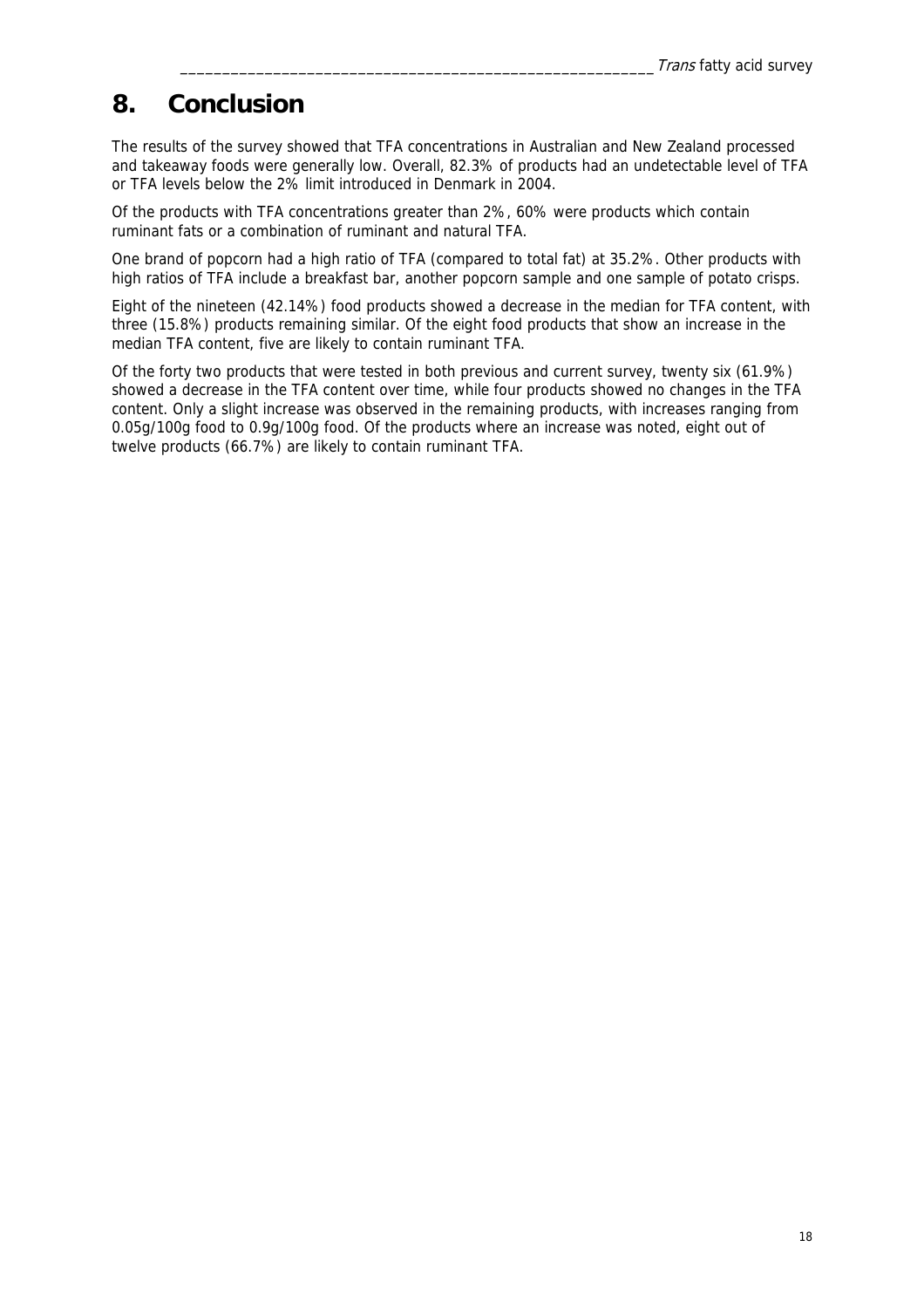# 8. Conclusion

The results of the survey showed that TFA concentrations in Australian and New Zealand processed and takeaway foods were generally low. Overall, 82.3% of products had an undetectable level of TFA or TFA levels below the 2% limit introduced in Denmark in 2004.

Of the products with TFA concentrations greater than 2%, 60% were products which contain ruminant fats or a combination of ruminant and natural TFA.

One brand of popcorn had a high ratio of TFA (compared to total fat) at 35.2%. Other products with high ratios of TFA include a breakfast bar, another popcorn sample and one sample of potato crisps.

Eight of the nineteen (42.14%) food products showed a decrease in the median for TFA content, with three (15.8%) products remaining similar. Of the eight food products that show an increase in the median TFA content, five are likely to contain ruminant TFA.

Of the forty two products that were tested in both previous and current survey, twenty six (61.9%) showed a decrease in the TFA content over time, while four products showed no changes in the TFA content. Only a slight increase was observed in the remaining products, with increases ranging from 0.05g/100g food to 0.9g/100g food. Of the products where an increase was noted, eight out of twelve products (66.7%) are likely to contain ruminant TFA.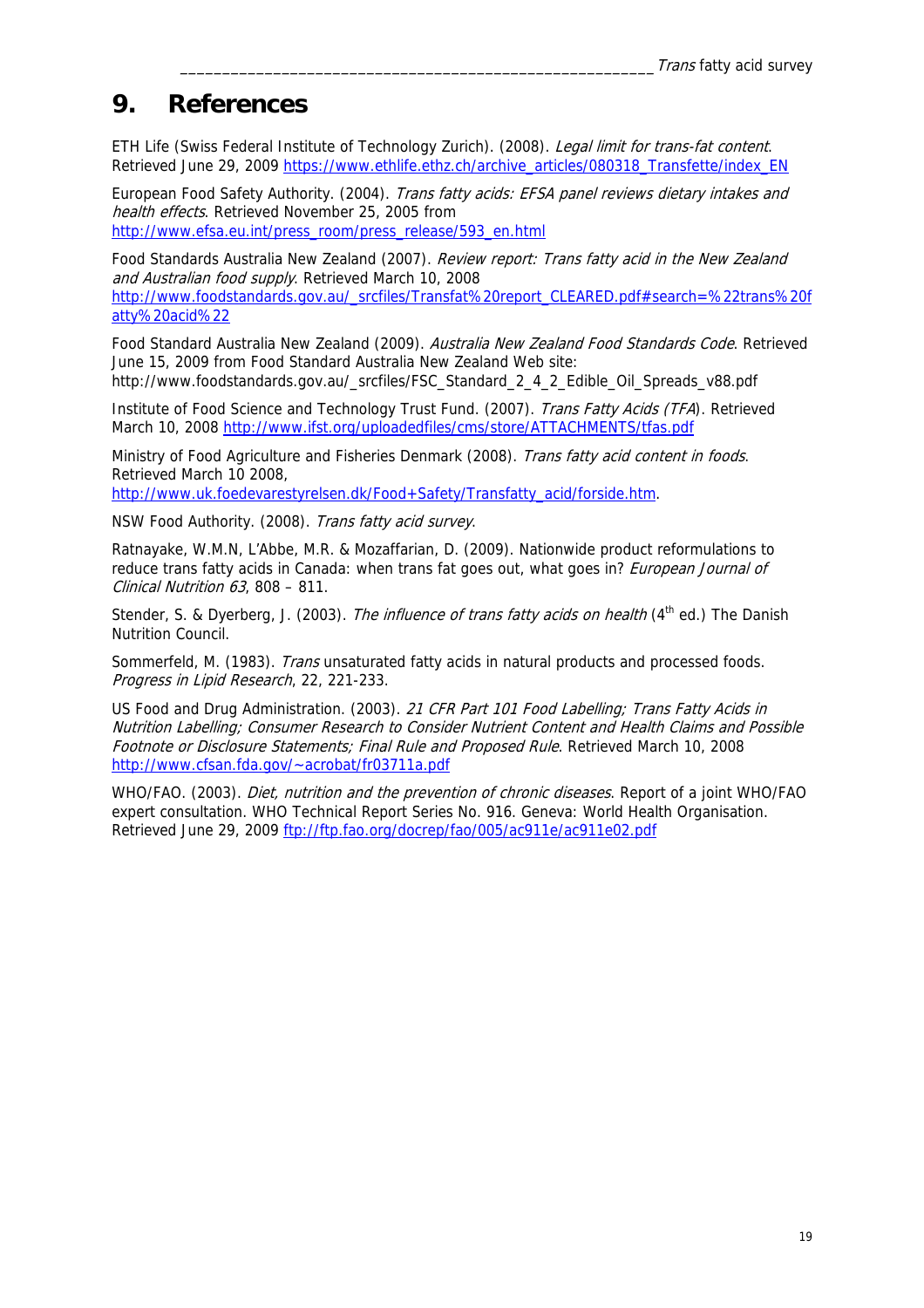# 9. References

ETH Life (Swiss Federal Institute of Technology Zurich). (2008). *Legal limit for trans-fat content*. Retrieved June 29, 2009 https://www.ethlife.ethz.ch/archive_articles/080318_Transfette/index_EN

European Food Safety Authority. (2004). *Trans fatty acids: EFSA panel reviews dietary intakes and health effects*. Retrieved November 25, 2005 from http://www.efsa.eu.int/press_room/press_release/593_en.html

Food Standards Australia New Zealand (2007). *Review report: Trans fatty acid in the New Zealand and Australian food supply*. Retrieved March 10, 2008 http://www.foodstandards.gov.au/_srcfiles/Transfat%20report_CLEARED.pdf#search=%22trans%20fatty%20acid%22

Food Standard Australia New Zealand (2009). *Australia New Zealand Food Standards Code*. Retrieved June 15, 2009 from Food Standard Australia New Zealand Web site: http://www.foodstandards.gov.au/_srcfiles/FSC_Standard_2_4_2_Edible_Oil_Spreads_v88.pdf

Institute of Food Science and Technology Trust Fund. (2007). *Trans Fatty Acids (TFA)*. Retrieved March 10, 2008 http://www.ifst.org/uploadedfiles/cms/store/ATTACHMENTS/tfas.pdf

Ministry of Food Agriculture and Fisheries Denmark (2008). *Trans fatty acid content in foods*. Retrieved March 10 2008, http://www.uk.foedevarestyrelsen.dk/Food+Safety/Transfatty_acid/forside.htm.

NSW Food Authority. (2008). *Trans fatty acid survey*.

Ratnayake, W.M.N, L'Abbe, M.R. & Mozaffarian, D. (2009). Nationwide product reformulations to reduce trans fatty acids in Canada: when trans fat goes out, what goes in? *European Journal of Clinical Nutrition 63*, 808 – 811.

Stender, S. & Dyerberg, J. (2003). *The influence of trans fatty acids on health* (4th ed.) The Danish Nutrition Council.

Sommerfeld, M. (1983). *Trans* unsaturated fatty acids in natural products and processed foods. *Progress in Lipid Research*, 22, 221-233.

US Food and Drug Administration. (2003). *21 CFR Part 101 Food Labelling; Trans Fatty Acids in Nutrition Labelling; Consumer Research to Consider Nutrient Content and Health Claims and Possible Footnote or Disclosure Statements; Final Rule and Proposed Rule*. Retrieved March 10, 2008 http://www.cfsan.fda.gov/~acrobat/fr03711a.pdf

WHO/FAO. (2003). *Diet, nutrition and the prevention of chronic diseases*. Report of a joint WHO/FAO expert consultation. WHO Technical Report Series No. 916. Geneva: World Health Organisation. Retrieved June 29, 2009 ftp://ftp.fao.org/docrep/fao/005/ac911e/ac911e02.pdf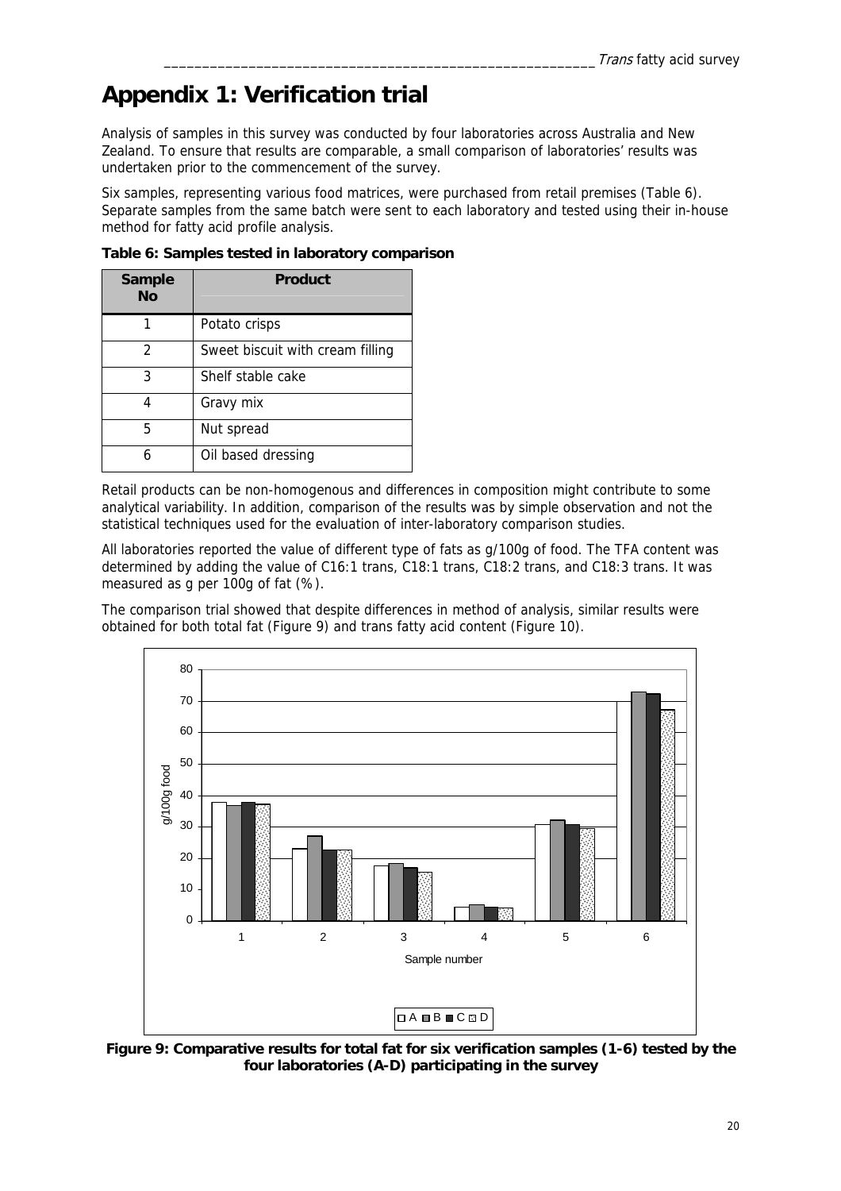# Appendix 1: Verification trial

Analysis of samples in this survey was conducted by four laboratories across Australia and New Zealand. To ensure that results are comparable, a small comparison of laboratories' results was undertaken prior to the commencement of the survey.

Six samples, representing various food matrices, were purchased from retail premises (Table 6). Separate samples from the same batch were sent to each laboratory and tested using their in-house method for fatty acid profile analysis.

**Table 6: Samples tested in laboratory comparison**

| Sample No | Product |
|---|---|
| 1 | Potato crisps |
| 2 | Sweet biscuit with cream filling |
| 3 | Shelf stable cake |
| 4 | Gravy mix |
| 5 | Nut spread |
| 6 | Oil based dressing |

Retail products can be non-homogenous and differences in composition might contribute to some analytical variability. In addition, comparison of the results was by simple observation and not the statistical techniques used for the evaluation of inter-laboratory comparison studies.

All laboratories reported the value of different type of fats as g/100g of food. The TFA content was determined by adding the value of C16:1 trans, C18:1 trans, C18:2 trans, and C18:3 trans. It was measured as g per 100g of fat (%).

The comparison trial showed that despite differences in method of analysis, similar results were obtained for both total fat (Figure 9) and trans fatty acid content (Figure 10).

**Figure 9: Comparative results for total fat for six verification samples (1-6) tested by the four laboratories (A-D) participating in the survey**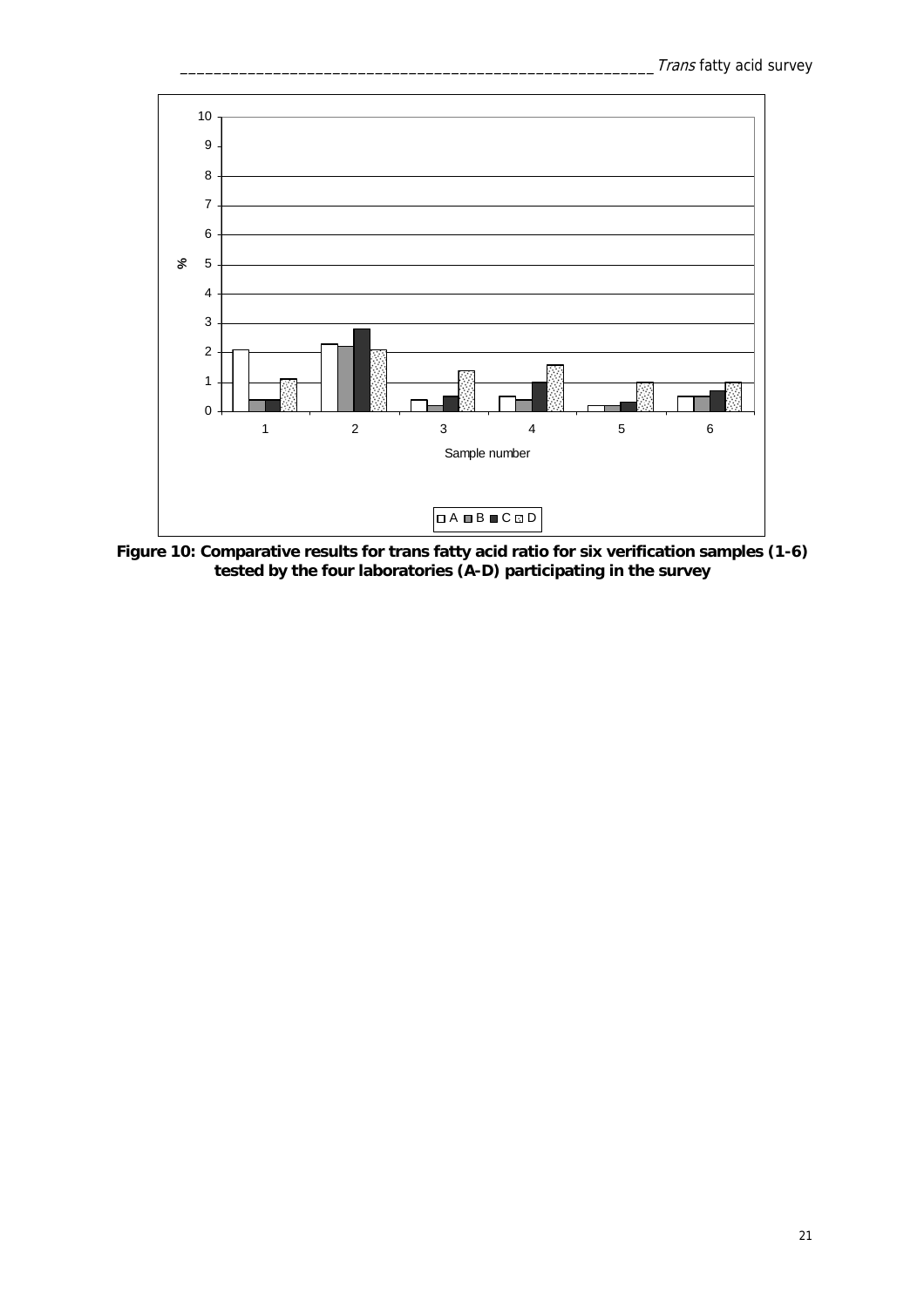**Figure 10: Comparative results for trans fatty acid ratio for six verification samples (1-6) tested by the four laboratories (A-D) participating in the survey**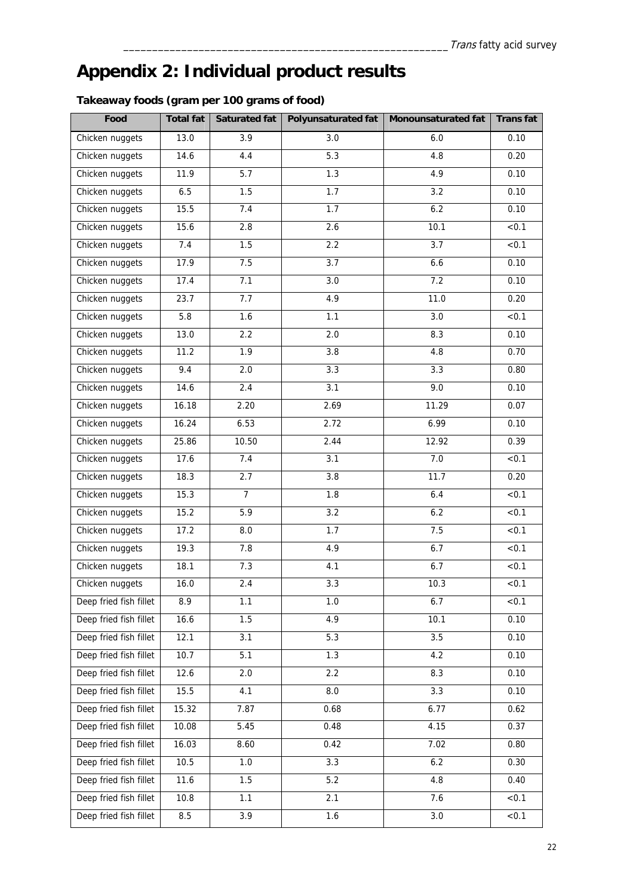# Appendix 2: Individual product results

### Takeaway foods (gram per 100 grams of food)

| Food | Total fat | Saturated fat | Polyunsaturated fat | Monounsaturated fat | Trans fat |
|---|---|---|---|---|---|
| Chicken nuggets | 13.0 | 3.9 | 3.0 | 6.0 | 0.10 |
| Chicken nuggets | 14.6 | 4.4 | 5.3 | 4.8 | 0.20 |
| Chicken nuggets | 11.9 | 5.7 | 1.3 | 4.9 | 0.10 |
| Chicken nuggets | 6.5 | 1.5 | 1.7 | 3.2 | 0.10 |
| Chicken nuggets | 15.5 | 7.4 | 1.7 | 6.2 | 0.10 |
| Chicken nuggets | 15.6 | 2.8 | 2.6 | 10.1 | <0.1 |
| Chicken nuggets | 7.4 | 1.5 | 2.2 | 3.7 | <0.1 |
| Chicken nuggets | 17.9 | 7.5 | 3.7 | 6.6 | 0.10 |
| Chicken nuggets | 17.4 | 7.1 | 3.0 | 7.2 | 0.10 |
| Chicken nuggets | 23.7 | 7.7 | 4.9 | 11.0 | 0.20 |
| Chicken nuggets | 5.8 | 1.6 | 1.1 | 3.0 | <0.1 |
| Chicken nuggets | 13.0 | 2.2 | 2.0 | 8.3 | 0.10 |
| Chicken nuggets | 11.2 | 1.9 | 3.8 | 4.8 | 0.70 |
| Chicken nuggets | 9.4 | 2.0 | 3.3 | 3.3 | 0.80 |
| Chicken nuggets | 14.6 | 2.4 | 3.1 | 9.0 | 0.10 |
| Chicken nuggets | 16.18 | 2.20 | 2.69 | 11.29 | 0.07 |
| Chicken nuggets | 16.24 | 6.53 | 2.72 | 6.99 | 0.10 |
| Chicken nuggets | 25.86 | 10.50 | 2.44 | 12.92 | 0.39 |
| Chicken nuggets | 17.6 | 7.4 | 3.1 | 7.0 | <0.1 |
| Chicken nuggets | 18.3 | 2.7 | 3.8 | 11.7 | 0.20 |
| Chicken nuggets | 15.3 | 7 | 1.8 | 6.4 | <0.1 |
| Chicken nuggets | 15.2 | 5.9 | 3.2 | 6.2 | <0.1 |
| Chicken nuggets | 17.2 | 8.0 | 1.7 | 7.5 | <0.1 |
| Chicken nuggets | 19.3 | 7.8 | 4.9 | 6.7 | <0.1 |
| Chicken nuggets | 18.1 | 7.3 | 4.1 | 6.7 | <0.1 |
| Chicken nuggets | 16.0 | 2.4 | 3.3 | 10.3 | <0.1 |
| Deep fried fish fillet | 8.9 | 1.1 | 1.0 | 6.7 | <0.1 |
| Deep fried fish fillet | 16.6 | 1.5 | 4.9 | 10.1 | 0.10 |
| Deep fried fish fillet | 12.1 | 3.1 | 5.3 | 3.5 | 0.10 |
| Deep fried fish fillet | 10.7 | 5.1 | 1.3 | 4.2 | 0.10 |
| Deep fried fish fillet | 12.6 | 2.0 | 2.2 | 8.3 | 0.10 |
| Deep fried fish fillet | 15.5 | 4.1 | 8.0 | 3.3 | 0.10 |
| Deep fried fish fillet | 15.32 | 7.87 | 0.68 | 6.77 | 0.62 |
| Deep fried fish fillet | 10.08 | 5.45 | 0.48 | 4.15 | 0.37 |
| Deep fried fish fillet | 16.03 | 8.60 | 0.42 | 7.02 | 0.80 |
| Deep fried fish fillet | 10.5 | 1.0 | 3.3 | 6.2 | 0.30 |
| Deep fried fish fillet | 11.6 | 1.5 | 5.2 | 4.8 | 0.40 |
| Deep fried fish fillet | 10.8 | 1.1 | 2.1 | 7.6 | <0.1 |
| Deep fried fish fillet | 8.5 | 3.9 | 1.6 | 3.0 | <0.1 |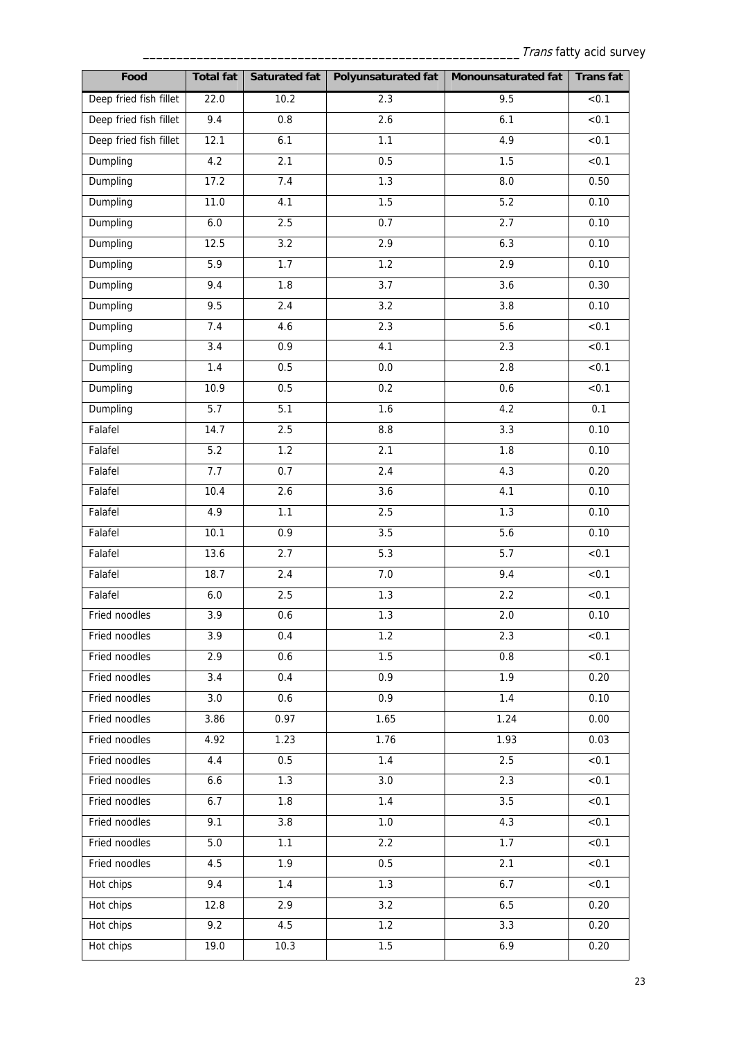| Food | Total fat | Saturated fat | Polyunsaturated fat | Monounsaturated fat | Trans fat |
|---|---|---|---|---|---|
| Deep fried fish fillet | 22.0 | 10.2 | 2.3 | 9.5 | <0.1 |
| Deep fried fish fillet | 9.4 | 0.8 | 2.6 | 6.1 | <0.1 |
| Deep fried fish fillet | 12.1 | 6.1 | 1.1 | 4.9 | <0.1 |
| Dumpling | 4.2 | 2.1 | 0.5 | 1.5 | <0.1 |
| Dumpling | 17.2 | 7.4 | 1.3 | 8.0 | 0.50 |
| Dumpling | 11.0 | 4.1 | 1.5 | 5.2 | 0.10 |
| Dumpling | 6.0 | 2.5 | 0.7 | 2.7 | 0.10 |
| Dumpling | 12.5 | 3.2 | 2.9 | 6.3 | 0.10 |
| Dumpling | 5.9 | 1.7 | 1.2 | 2.9 | 0.10 |
| Dumpling | 9.4 | 1.8 | 3.7 | 3.6 | 0.30 |
| Dumpling | 9.5 | 2.4 | 3.2 | 3.8 | 0.10 |
| Dumpling | 7.4 | 4.6 | 2.3 | 5.6 | <0.1 |
| Dumpling | 3.4 | 0.9 | 4.1 | 2.3 | <0.1 |
| Dumpling | 1.4 | 0.5 | 0.0 | 2.8 | <0.1 |
| Dumpling | 10.9 | 0.5 | 0.2 | 0.6 | <0.1 |
| Dumpling | 5.7 | 5.1 | 1.6 | 4.2 | 0.1 |
| Falafel | 14.7 | 2.5 | 8.8 | 3.3 | 0.10 |
| Falafel | 5.2 | 1.2 | 2.1 | 1.8 | 0.10 |
| Falafel | 7.7 | 0.7 | 2.4 | 4.3 | 0.20 |
| Falafel | 10.4 | 2.6 | 3.6 | 4.1 | 0.10 |
| Falafel | 4.9 | 1.1 | 2.5 | 1.3 | 0.10 |
| Falafel | 10.1 | 0.9 | 3.5 | 5.6 | 0.10 |
| Falafel | 13.6 | 2.7 | 5.3 | 5.7 | <0.1 |
| Falafel | 18.7 | 2.4 | 7.0 | 9.4 | <0.1 |
| Falafel | 6.0 | 2.5 | 1.3 | 2.2 | <0.1 |
| Fried noodles | 3.9 | 0.6 | 1.3 | 2.0 | 0.10 |
| Fried noodles | 3.9 | 0.4 | 1.2 | 2.3 | <0.1 |
| Fried noodles | 2.9 | 0.6 | 1.5 | 0.8 | <0.1 |
| Fried noodles | 3.4 | 0.4 | 0.9 | 1.9 | 0.20 |
| Fried noodles | 3.0 | 0.6 | 0.9 | 1.4 | 0.10 |
| Fried noodles | 3.86 | 0.97 | 1.65 | 1.24 | 0.00 |
| Fried noodles | 4.92 | 1.23 | 1.76 | 1.93 | 0.03 |
| Fried noodles | 4.4 | 0.5 | 1.4 | 2.5 | <0.1 |
| Fried noodles | 6.6 | 1.3 | 3.0 | 2.3 | <0.1 |
| Fried noodles | 6.7 | 1.8 | 1.4 | 3.5 | <0.1 |
| Fried noodles | 9.1 | 3.8 | 1.0 | 4.3 | <0.1 |
| Fried noodles | 5.0 | 1.1 | 2.2 | 1.7 | <0.1 |
| Fried noodles | 4.5 | 1.9 | 0.5 | 2.1 | <0.1 |
| Hot chips | 9.4 | 1.4 | 1.3 | 6.7 | <0.1 |
| Hot chips | 12.8 | 2.9 | 3.2 | 6.5 | 0.20 |
| Hot chips | 9.2 | 4.5 | 1.2 | 3.3 | 0.20 |
| Hot chips | 19.0 | 10.3 | 1.5 | 6.9 | 0.20 |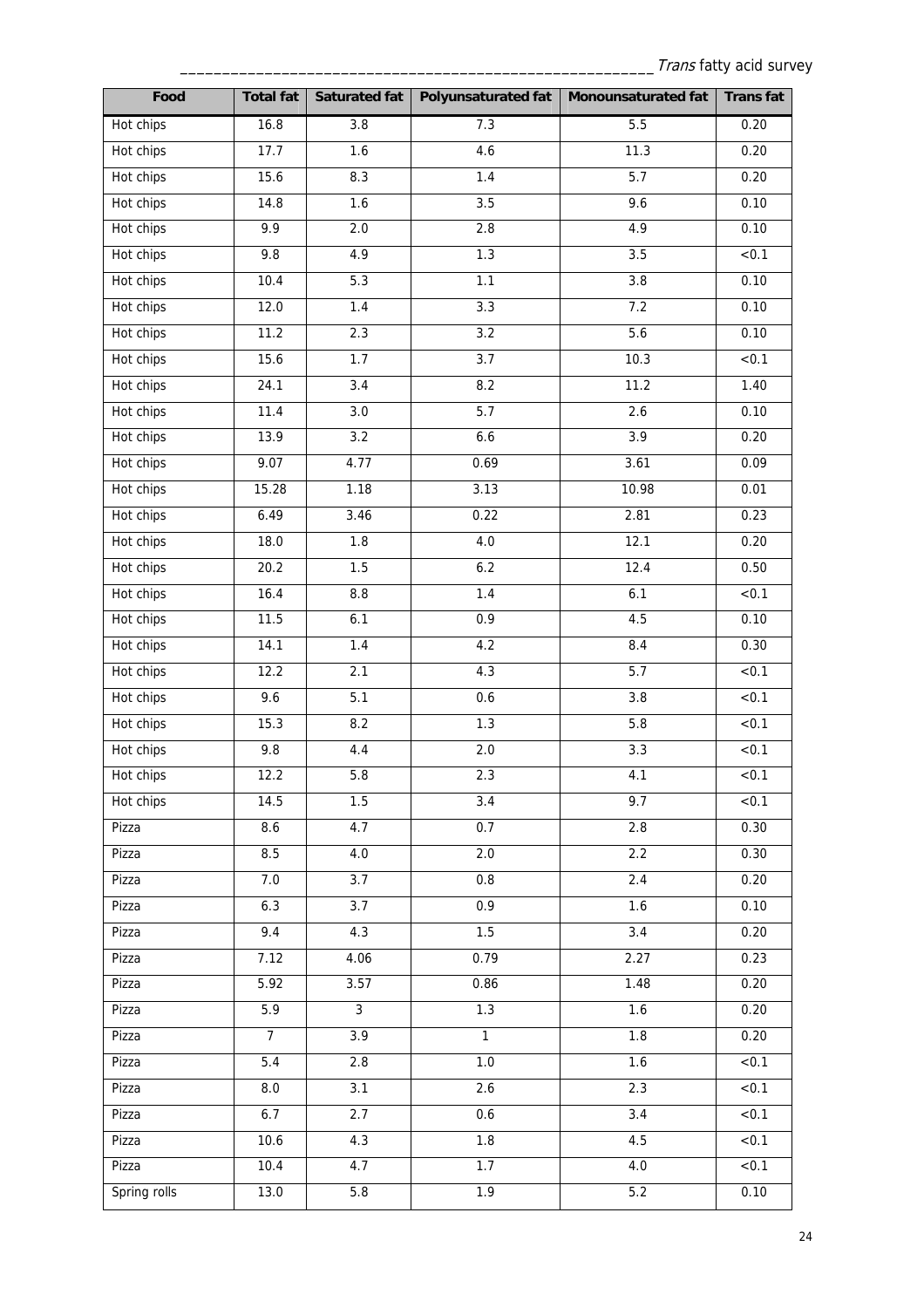| Food | Total fat | Saturated fat | Polyunsaturated fat | Monounsaturated fat | Trans fat |
|---|---|---|---|---|---|
| Hot chips | 16.8 | 3.8 | 7.3 | 5.5 | 0.20 |
| Hot chips | 17.7 | 1.6 | 4.6 | 11.3 | 0.20 |
| Hot chips | 15.6 | 8.3 | 1.4 | 5.7 | 0.20 |
| Hot chips | 14.8 | 1.6 | 3.5 | 9.6 | 0.10 |
| Hot chips | 9.9 | 2.0 | 2.8 | 4.9 | 0.10 |
| Hot chips | 9.8 | 4.9 | 1.3 | 3.5 | <0.1 |
| Hot chips | 10.4 | 5.3 | 1.1 | 3.8 | 0.10 |
| Hot chips | 12.0 | 1.4 | 3.3 | 7.2 | 0.10 |
| Hot chips | 11.2 | 2.3 | 3.2 | 5.6 | 0.10 |
| Hot chips | 15.6 | 1.7 | 3.7 | 10.3 | <0.1 |
| Hot chips | 24.1 | 3.4 | 8.2 | 11.2 | 1.40 |
| Hot chips | 11.4 | 3.0 | 5.7 | 2.6 | 0.10 |
| Hot chips | 13.9 | 3.2 | 6.6 | 3.9 | 0.20 |
| Hot chips | 9.07 | 4.77 | 0.69 | 3.61 | 0.09 |
| Hot chips | 15.28 | 1.18 | 3.13 | 10.98 | 0.01 |
| Hot chips | 6.49 | 3.46 | 0.22 | 2.81 | 0.23 |
| Hot chips | 18.0 | 1.8 | 4.0 | 12.1 | 0.20 |
| Hot chips | 20.2 | 1.5 | 6.2 | 12.4 | 0.50 |
| Hot chips | 16.4 | 8.8 | 1.4 | 6.1 | <0.1 |
| Hot chips | 11.5 | 6.1 | 0.9 | 4.5 | 0.10 |
| Hot chips | 14.1 | 1.4 | 4.2 | 8.4 | 0.30 |
| Hot chips | 12.2 | 2.1 | 4.3 | 5.7 | <0.1 |
| Hot chips | 9.6 | 5.1 | 0.6 | 3.8 | <0.1 |
| Hot chips | 15.3 | 8.2 | 1.3 | 5.8 | <0.1 |
| Hot chips | 9.8 | 4.4 | 2.0 | 3.3 | <0.1 |
| Hot chips | 12.2 | 5.8 | 2.3 | 4.1 | <0.1 |
| Hot chips | 14.5 | 1.5 | 3.4 | 9.7 | <0.1 |
| Pizza | 8.6 | 4.7 | 0.7 | 2.8 | 0.30 |
| Pizza | 8.5 | 4.0 | 2.0 | 2.2 | 0.30 |
| Pizza | 7.0 | 3.7 | 0.8 | 2.4 | 0.20 |
| Pizza | 6.3 | 3.7 | 0.9 | 1.6 | 0.10 |
| Pizza | 9.4 | 4.3 | 1.5 | 3.4 | 0.20 |
| Pizza | 7.12 | 4.06 | 0.79 | 2.27 | 0.23 |
| Pizza | 5.92 | 3.57 | 0.86 | 1.48 | 0.20 |
| Pizza | 5.9 | 3 | 1.3 | 1.6 | 0.20 |
| Pizza | 7 | 3.9 | 1 | 1.8 | 0.20 |
| Pizza | 5.4 | 2.8 | 1.0 | 1.6 | <0.1 |
| Pizza | 8.0 | 3.1 | 2.6 | 2.3 | <0.1 |
| Pizza | 6.7 | 2.7 | 0.6 | 3.4 | <0.1 |
| Pizza | 10.6 | 4.3 | 1.8 | 4.5 | <0.1 |
| Pizza | 10.4 | 4.7 | 1.7 | 4.0 | <0.1 |
| Spring rolls | 13.0 | 5.8 | 1.9 | 5.2 | 0.10 |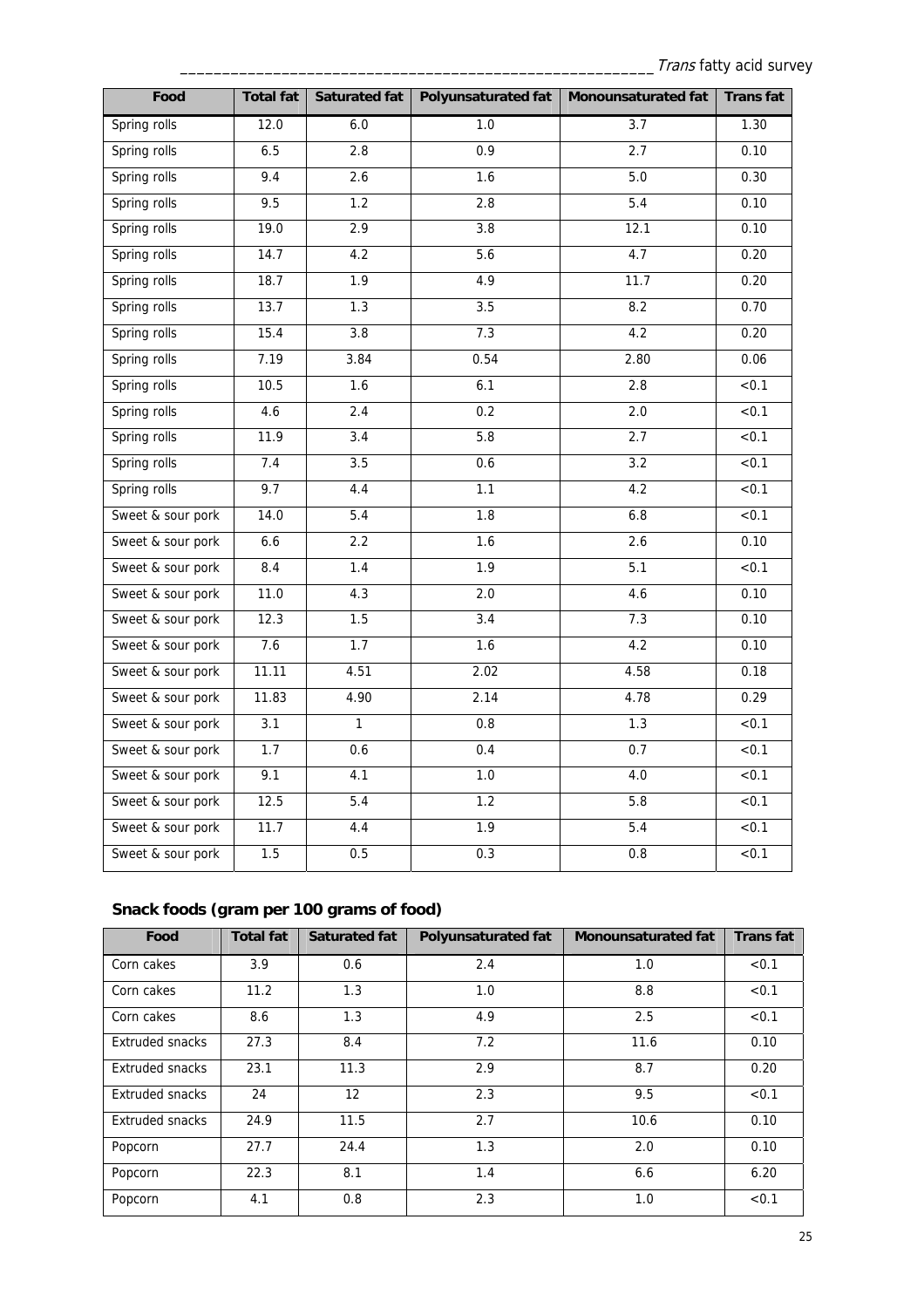| Food | Total fat | Saturated fat | Polyunsaturated fat | Monounsaturated fat | Trans fat |
|---|---|---|---|---|---|
| Spring rolls | 12.0 | 6.0 | 1.0 | 3.7 | 1.30 |
| Spring rolls | 6.5 | 2.8 | 0.9 | 2.7 | 0.10 |
| Spring rolls | 9.4 | 2.6 | 1.6 | 5.0 | 0.30 |
| Spring rolls | 9.5 | 1.2 | 2.8 | 5.4 | 0.10 |
| Spring rolls | 19.0 | 2.9 | 3.8 | 12.1 | 0.10 |
| Spring rolls | 14.7 | 4.2 | 5.6 | 4.7 | 0.20 |
| Spring rolls | 18.7 | 1.9 | 4.9 | 11.7 | 0.20 |
| Spring rolls | 13.7 | 1.3 | 3.5 | 8.2 | 0.70 |
| Spring rolls | 15.4 | 3.8 | 7.3 | 4.2 | 0.20 |
| Spring rolls | 7.19 | 3.84 | 0.54 | 2.80 | 0.06 |
| Spring rolls | 10.5 | 1.6 | 6.1 | 2.8 | <0.1 |
| Spring rolls | 4.6 | 2.4 | 0.2 | 2.0 | <0.1 |
| Spring rolls | 11.9 | 3.4 | 5.8 | 2.7 | <0.1 |
| Spring rolls | 7.4 | 3.5 | 0.6 | 3.2 | <0.1 |
| Spring rolls | 9.7 | 4.4 | 1.1 | 4.2 | <0.1 |
| Sweet & sour pork | 14.0 | 5.4 | 1.8 | 6.8 | <0.1 |
| Sweet & sour pork | 6.6 | 2.2 | 1.6 | 2.6 | 0.10 |
| Sweet & sour pork | 8.4 | 1.4 | 1.9 | 5.1 | <0.1 |
| Sweet & sour pork | 11.0 | 4.3 | 2.0 | 4.6 | 0.10 |
| Sweet & sour pork | 12.3 | 1.5 | 3.4 | 7.3 | 0.10 |
| Sweet & sour pork | 7.6 | 1.7 | 1.6 | 4.2 | 0.10 |
| Sweet & sour pork | 11.11 | 4.51 | 2.02 | 4.58 | 0.18 |
| Sweet & sour pork | 11.83 | 4.90 | 2.14 | 4.78 | 0.29 |
| Sweet & sour pork | 3.1 | 1 | 0.8 | 1.3 | <0.1 |
| Sweet & sour pork | 1.7 | 0.6 | 0.4 | 0.7 | <0.1 |
| Sweet & sour pork | 9.1 | 4.1 | 1.0 | 4.0 | <0.1 |
| Sweet & sour pork | 12.5 | 5.4 | 1.2 | 5.8 | <0.1 |
| Sweet & sour pork | 11.7 | 4.4 | 1.9 | 5.4 | <0.1 |
| Sweet & sour pork | 1.5 | 0.5 | 0.3 | 0.8 | <0.1 |

### Snack foods (gram per 100 grams of food)

| Food | Total fat | Saturated fat | Polyunsaturated fat | Monounsaturated fat | Trans fat |
|---|---|---|---|---|---|
| Corn cakes | 3.9 | 0.6 | 2.4 | 1.0 | <0.1 |
| Corn cakes | 11.2 | 1.3 | 1.0 | 8.8 | <0.1 |
| Corn cakes | 8.6 | 1.3 | 4.9 | 2.5 | <0.1 |
| Extruded snacks | 27.3 | 8.4 | 7.2 | 11.6 | 0.10 |
| Extruded snacks | 23.1 | 11.3 | 2.9 | 8.7 | 0.20 |
| Extruded snacks | 24 | 12 | 2.3 | 9.5 | <0.1 |
| Extruded snacks | 24.9 | 11.5 | 2.7 | 10.6 | 0.10 |
| Popcorn | 27.7 | 24.4 | 1.3 | 2.0 | 0.10 |
| Popcorn | 22.3 | 8.1 | 1.4 | 6.6 | 6.20 |
| Popcorn | 4.1 | 0.8 | 2.3 | 1.0 | <0.1 |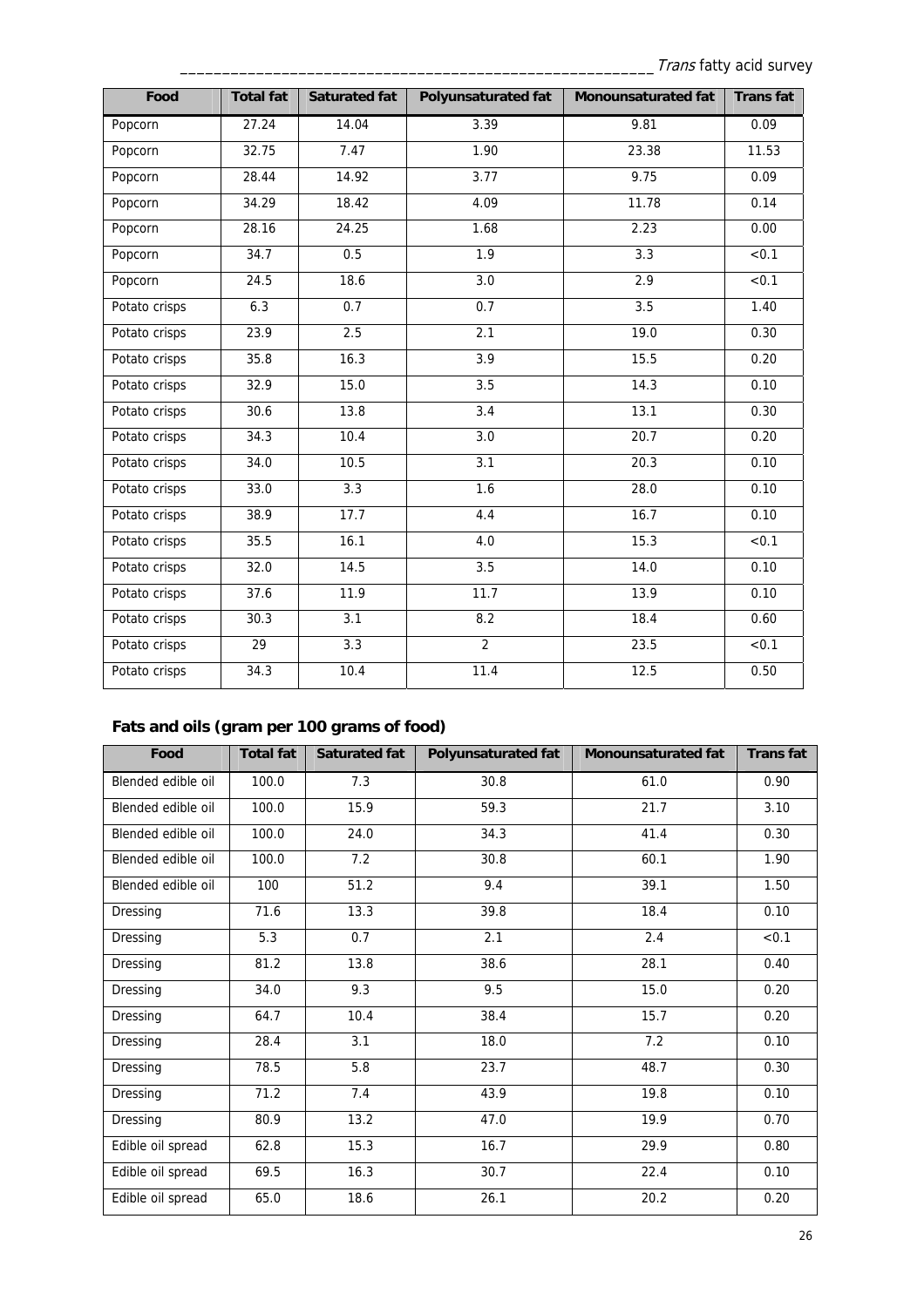| Food | Total fat | Saturated fat | Polyunsaturated fat | Monounsaturated fat | Trans fat |
|---|---|---|---|---|---|
| Popcorn | 27.24 | 14.04 | 3.39 | 9.81 | 0.09 |
| Popcorn | 32.75 | 7.47 | 1.90 | 23.38 | 11.53 |
| Popcorn | 28.44 | 14.92 | 3.77 | 9.75 | 0.09 |
| Popcorn | 34.29 | 18.42 | 4.09 | 11.78 | 0.14 |
| Popcorn | 28.16 | 24.25 | 1.68 | 2.23 | 0.00 |
| Popcorn | 34.7 | 0.5 | 1.9 | 3.3 | <0.1 |
| Popcorn | 24.5 | 18.6 | 3.0 | 2.9 | <0.1 |
| Potato crisps | 6.3 | 0.7 | 0.7 | 3.5 | 1.40 |
| Potato crisps | 23.9 | 2.5 | 2.1 | 19.0 | 0.30 |
| Potato crisps | 35.8 | 16.3 | 3.9 | 15.5 | 0.20 |
| Potato crisps | 32.9 | 15.0 | 3.5 | 14.3 | 0.10 |
| Potato crisps | 30.6 | 13.8 | 3.4 | 13.1 | 0.30 |
| Potato crisps | 34.3 | 10.4 | 3.0 | 20.7 | 0.20 |
| Potato crisps | 34.0 | 10.5 | 3.1 | 20.3 | 0.10 |
| Potato crisps | 33.0 | 3.3 | 1.6 | 28.0 | 0.10 |
| Potato crisps | 38.9 | 17.7 | 4.4 | 16.7 | 0.10 |
| Potato crisps | 35.5 | 16.1 | 4.0 | 15.3 | <0.1 |
| Potato crisps | 32.0 | 14.5 | 3.5 | 14.0 | 0.10 |
| Potato crisps | 37.6 | 11.9 | 11.7 | 13.9 | 0.10 |
| Potato crisps | 30.3 | 3.1 | 8.2 | 18.4 | 0.60 |
| Potato crisps | 29 | 3.3 | 2 | 23.5 | <0.1 |
| Potato crisps | 34.3 | 10.4 | 11.4 | 12.5 | 0.50 |

**Fats and oils (gram per 100 grams of food)**

| Food | Total fat | Saturated fat | Polyunsaturated fat | Monounsaturated fat | Trans fat |
|---|---|---|---|---|---|
| Blended edible oil | 100.0 | 7.3 | 30.8 | 61.0 | 0.90 |
| Blended edible oil | 100.0 | 15.9 | 59.3 | 21.7 | 3.10 |
| Blended edible oil | 100.0 | 24.0 | 34.3 | 41.4 | 0.30 |
| Blended edible oil | 100.0 | 7.2 | 30.8 | 60.1 | 1.90 |
| Blended edible oil | 100 | 51.2 | 9.4 | 39.1 | 1.50 |
| Dressing | 71.6 | 13.3 | 39.8 | 18.4 | 0.10 |
| Dressing | 5.3 | 0.7 | 2.1 | 2.4 | <0.1 |
| Dressing | 81.2 | 13.8 | 38.6 | 28.1 | 0.40 |
| Dressing | 34.0 | 9.3 | 9.5 | 15.0 | 0.20 |
| Dressing | 64.7 | 10.4 | 38.4 | 15.7 | 0.20 |
| Dressing | 28.4 | 3.1 | 18.0 | 7.2 | 0.10 |
| Dressing | 78.5 | 5.8 | 23.7 | 48.7 | 0.30 |
| Dressing | 71.2 | 7.4 | 43.9 | 19.8 | 0.10 |
| Dressing | 80.9 | 13.2 | 47.0 | 19.9 | 0.70 |
| Edible oil spread | 62.8 | 15.3 | 16.7 | 29.9 | 0.80 |
| Edible oil spread | 69.5 | 16.3 | 30.7 | 22.4 | 0.10 |
| Edible oil spread | 65.0 | 18.6 | 26.1 | 20.2 | 0.20 |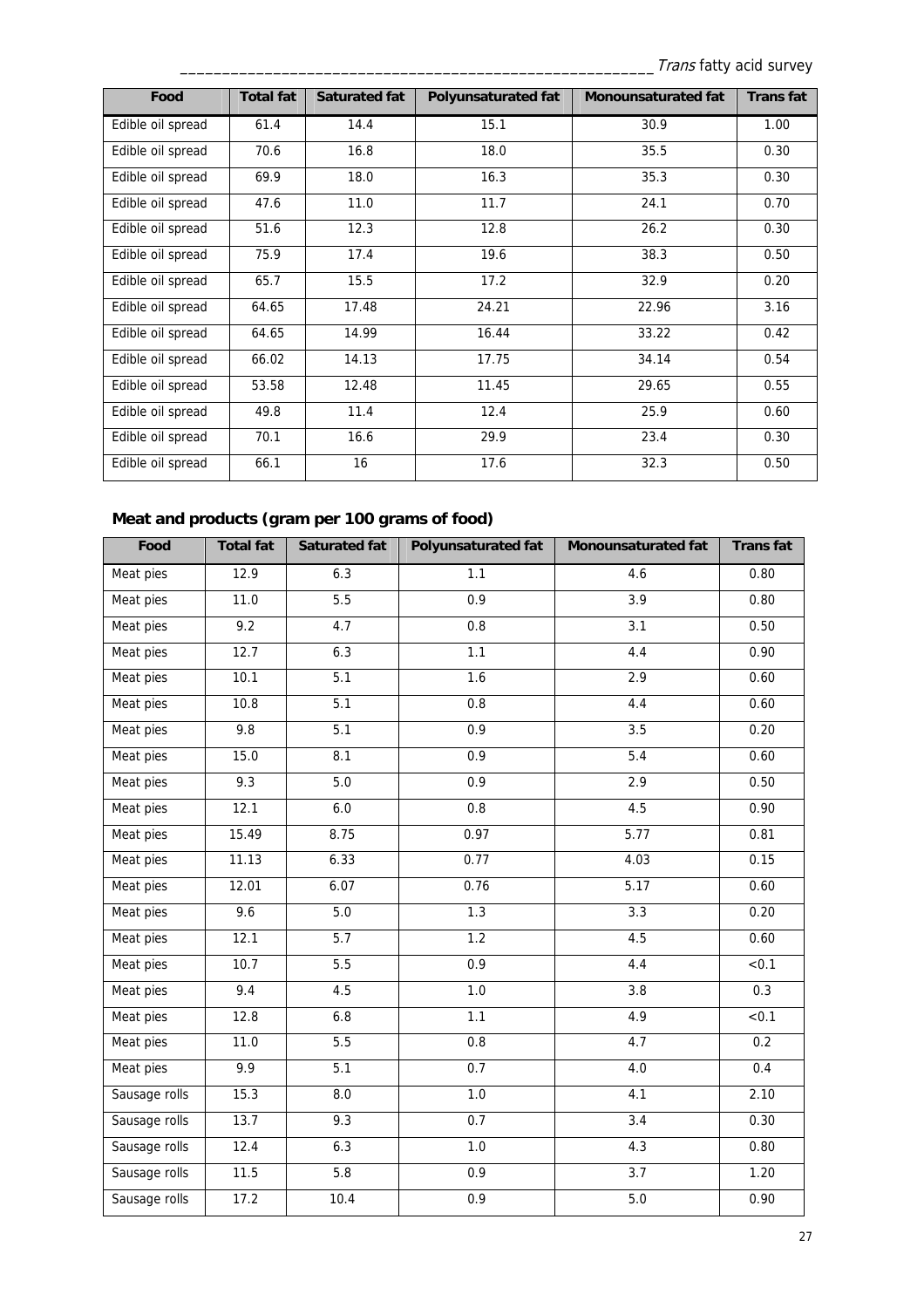| Food | Total fat | Saturated fat | Polyunsaturated fat | Monounsaturated fat | Trans fat |
| --- | --- | --- | --- | --- | --- |
| Edible oil spread | 61.4 | 14.4 | 15.1 | 30.9 | 1.00 |
| Edible oil spread | 70.6 | 16.8 | 18.0 | 35.5 | 0.30 |
| Edible oil spread | 69.9 | 18.0 | 16.3 | 35.3 | 0.30 |
| Edible oil spread | 47.6 | 11.0 | 11.7 | 24.1 | 0.70 |
| Edible oil spread | 51.6 | 12.3 | 12.8 | 26.2 | 0.30 |
| Edible oil spread | 75.9 | 17.4 | 19.6 | 38.3 | 0.50 |
| Edible oil spread | 65.7 | 15.5 | 17.2 | 32.9 | 0.20 |
| Edible oil spread | 64.65 | 17.48 | 24.21 | 22.96 | 3.16 |
| Edible oil spread | 64.65 | 14.99 | 16.44 | 33.22 | 0.42 |
| Edible oil spread | 66.02 | 14.13 | 17.75 | 34.14 | 0.54 |
| Edible oil spread | 53.58 | 12.48 | 11.45 | 29.65 | 0.55 |
| Edible oil spread | 49.8 | 11.4 | 12.4 | 25.9 | 0.60 |
| Edible oil spread | 70.1 | 16.6 | 29.9 | 23.4 | 0.30 |
| Edible oil spread | 66.1 | 16 | 17.6 | 32.3 | 0.50 |

## Meat and products (gram per 100 grams of food)

| Food | Total fat | Saturated fat | Polyunsaturated fat | Monounsaturated fat | Trans fat |
| --- | --- | --- | --- | --- | --- |
| Meat pies | 12.9 | 6.3 | 1.1 | 4.6 | 0.80 |
| Meat pies | 11.0 | 5.5 | 0.9 | 3.9 | 0.80 |
| Meat pies | 9.2 | 4.7 | 0.8 | 3.1 | 0.50 |
| Meat pies | 12.7 | 6.3 | 1.1 | 4.4 | 0.90 |
| Meat pies | 10.1 | 5.1 | 1.6 | 2.9 | 0.60 |
| Meat pies | 10.8 | 5.1 | 0.8 | 4.4 | 0.60 |
| Meat pies | 9.8 | 5.1 | 0.9 | 3.5 | 0.20 |
| Meat pies | 15.0 | 8.1 | 0.9 | 5.4 | 0.60 |
| Meat pies | 9.3 | 5.0 | 0.9 | 2.9 | 0.50 |
| Meat pies | 12.1 | 6.0 | 0.8 | 4.5 | 0.90 |
| Meat pies | 15.49 | 8.75 | 0.97 | 5.77 | 0.81 |
| Meat pies | 11.13 | 6.33 | 0.77 | 4.03 | 0.15 |
| Meat pies | 12.01 | 6.07 | 0.76 | 5.17 | 0.60 |
| Meat pies | 9.6 | 5.0 | 1.3 | 3.3 | 0.20 |
| Meat pies | 12.1 | 5.7 | 1.2 | 4.5 | 0.60 |
| Meat pies | 10.7 | 5.5 | 0.9 | 4.4 | <0.1 |
| Meat pies | 9.4 | 4.5 | 1.0 | 3.8 | 0.3 |
| Meat pies | 12.8 | 6.8 | 1.1 | 4.9 | <0.1 |
| Meat pies | 11.0 | 5.5 | 0.8 | 4.7 | 0.2 |
| Meat pies | 9.9 | 5.1 | 0.7 | 4.0 | 0.4 |
| Sausage rolls | 15.3 | 8.0 | 1.0 | 4.1 | 2.10 |
| Sausage rolls | 13.7 | 9.3 | 0.7 | 3.4 | 0.30 |
| Sausage rolls | 12.4 | 6.3 | 1.0 | 4.3 | 0.80 |
| Sausage rolls | 11.5 | 5.8 | 0.9 | 3.7 | 1.20 |
| Sausage rolls | 17.2 | 10.4 | 0.9 | 5.0 | 0.90 |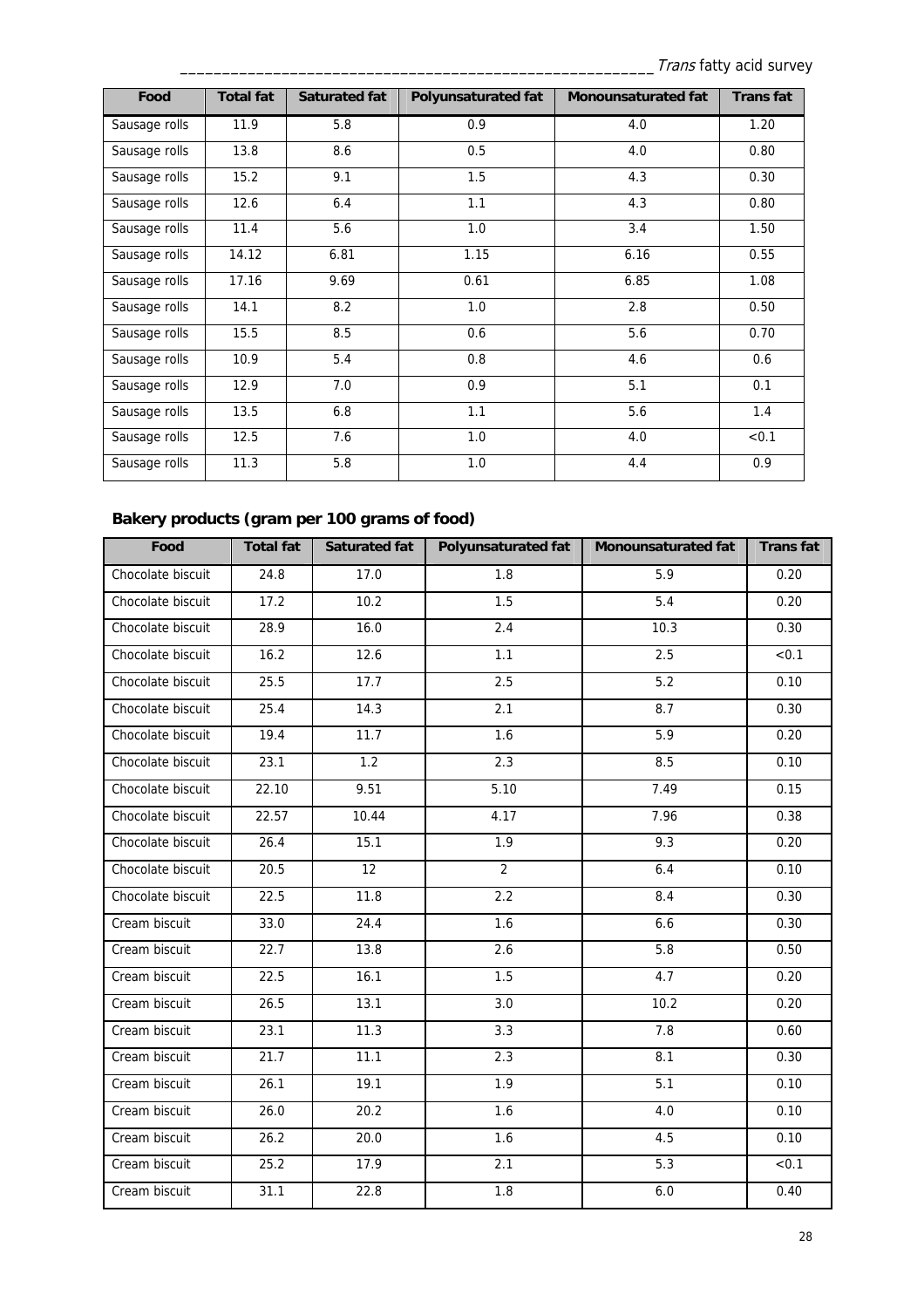| Food | Total fat | Saturated fat | Polyunsaturated fat | Monounsaturated fat | Trans fat |
|---|---|---|---|---|---|
| Sausage rolls | 11.9 | 5.8 | 0.9 | 4.0 | 1.20 |
| Sausage rolls | 13.8 | 8.6 | 0.5 | 4.0 | 0.80 |
| Sausage rolls | 15.2 | 9.1 | 1.5 | 4.3 | 0.30 |
| Sausage rolls | 12.6 | 6.4 | 1.1 | 4.3 | 0.80 |
| Sausage rolls | 11.4 | 5.6 | 1.0 | 3.4 | 1.50 |
| Sausage rolls | 14.12 | 6.81 | 1.15 | 6.16 | 0.55 |
| Sausage rolls | 17.16 | 9.69 | 0.61 | 6.85 | 1.08 |
| Sausage rolls | 14.1 | 8.2 | 1.0 | 2.8 | 0.50 |
| Sausage rolls | 15.5 | 8.5 | 0.6 | 5.6 | 0.70 |
| Sausage rolls | 10.9 | 5.4 | 0.8 | 4.6 | 0.6 |
| Sausage rolls | 12.9 | 7.0 | 0.9 | 5.1 | 0.1 |
| Sausage rolls | 13.5 | 6.8 | 1.1 | 5.6 | 1.4 |
| Sausage rolls | 12.5 | 7.6 | 1.0 | 4.0 | <0.1 |
| Sausage rolls | 11.3 | 5.8 | 1.0 | 4.4 | 0.9 |

## Bakery products (gram per 100 grams of food)

| Food | Total fat | Saturated fat | Polyunsaturated fat | Monounsaturated fat | Trans fat |
|---|---|---|---|---|---|
| Chocolate biscuit | 24.8 | 17.0 | 1.8 | 5.9 | 0.20 |
| Chocolate biscuit | 17.2 | 10.2 | 1.5 | 5.4 | 0.20 |
| Chocolate biscuit | 28.9 | 16.0 | 2.4 | 10.3 | 0.30 |
| Chocolate biscuit | 16.2 | 12.6 | 1.1 | 2.5 | <0.1 |
| Chocolate biscuit | 25.5 | 17.7 | 2.5 | 5.2 | 0.10 |
| Chocolate biscuit | 25.4 | 14.3 | 2.1 | 8.7 | 0.30 |
| Chocolate biscuit | 19.4 | 11.7 | 1.6 | 5.9 | 0.20 |
| Chocolate biscuit | 23.1 | 1.2 | 2.3 | 8.5 | 0.10 |
| Chocolate biscuit | 22.10 | 9.51 | 5.10 | 7.49 | 0.15 |
| Chocolate biscuit | 22.57 | 10.44 | 4.17 | 7.96 | 0.38 |
| Chocolate biscuit | 26.4 | 15.1 | 1.9 | 9.3 | 0.20 |
| Chocolate biscuit | 20.5 | 12 | 2 | 6.4 | 0.10 |
| Chocolate biscuit | 22.5 | 11.8 | 2.2 | 8.4 | 0.30 |
| Cream biscuit | 33.0 | 24.4 | 1.6 | 6.6 | 0.30 |
| Cream biscuit | 22.7 | 13.8 | 2.6 | 5.8 | 0.50 |
| Cream biscuit | 22.5 | 16.1 | 1.5 | 4.7 | 0.20 |
| Cream biscuit | 26.5 | 13.1 | 3.0 | 10.2 | 0.20 |
| Cream biscuit | 23.1 | 11.3 | 3.3 | 7.8 | 0.60 |
| Cream biscuit | 21.7 | 11.1 | 2.3 | 8.1 | 0.30 |
| Cream biscuit | 26.1 | 19.1 | 1.9 | 5.1 | 0.10 |
| Cream biscuit | 26.0 | 20.2 | 1.6 | 4.0 | 0.10 |
| Cream biscuit | 26.2 | 20.0 | 1.6 | 4.5 | 0.10 |
| Cream biscuit | 25.2 | 17.9 | 2.1 | 5.3 | <0.1 |
| Cream biscuit | 31.1 | 22.8 | 1.8 | 6.0 | 0.40 |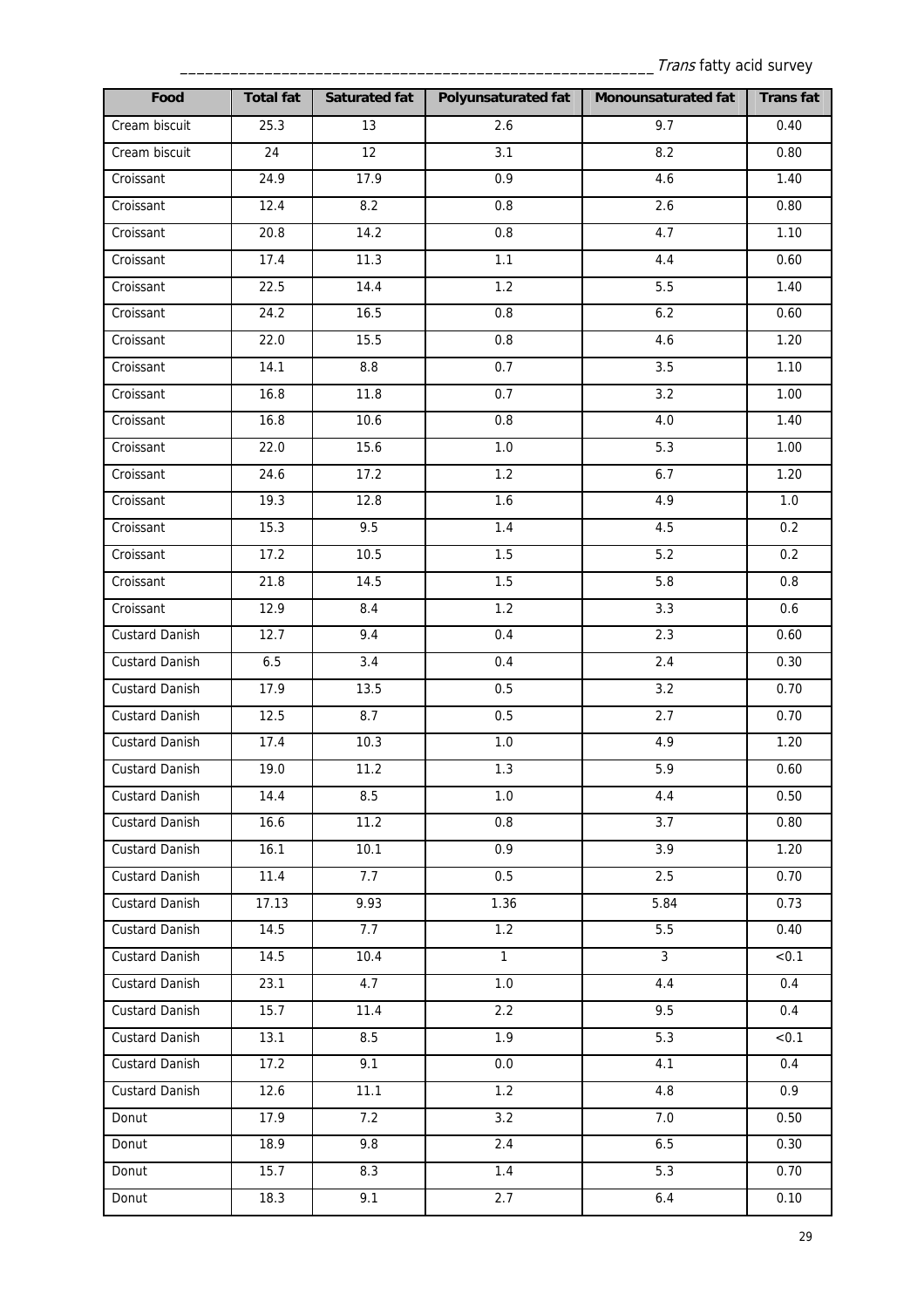| Food | Total fat | Saturated fat | Polyunsaturated fat | Monounsaturated fat | *Trans* fat |
|---|---|---|---|---|---|
| Cream biscuit | 25.3 | 13 | 2.6 | 9.7 | 0.40 |
| Cream biscuit | 24 | 12 | 3.1 | 8.2 | 0.80 |
| Croissant | 24.9 | 17.9 | 0.9 | 4.6 | 1.40 |
| Croissant | 12.4 | 8.2 | 0.8 | 2.6 | 0.80 |
| Croissant | 20.8 | 14.2 | 0.8 | 4.7 | 1.10 |
| Croissant | 17.4 | 11.3 | 1.1 | 4.4 | 0.60 |
| Croissant | 22.5 | 14.4 | 1.2 | 5.5 | 1.40 |
| Croissant | 24.2 | 16.5 | 0.8 | 6.2 | 0.60 |
| Croissant | 22.0 | 15.5 | 0.8 | 4.6 | 1.20 |
| Croissant | 14.1 | 8.8 | 0.7 | 3.5 | 1.10 |
| Croissant | 16.8 | 11.8 | 0.7 | 3.2 | 1.00 |
| Croissant | 16.8 | 10.6 | 0.8 | 4.0 | 1.40 |
| Croissant | 22.0 | 15.6 | 1.0 | 5.3 | 1.00 |
| Croissant | 24.6 | 17.2 | 1.2 | 6.7 | 1.20 |
| Croissant | 19.3 | 12.8 | 1.6 | 4.9 | 1.0 |
| Croissant | 15.3 | 9.5 | 1.4 | 4.5 | 0.2 |
| Croissant | 17.2 | 10.5 | 1.5 | 5.2 | 0.2 |
| Croissant | 21.8 | 14.5 | 1.5 | 5.8 | 0.8 |
| Croissant | 12.9 | 8.4 | 1.2 | 3.3 | 0.6 |
| Custard Danish | 12.7 | 9.4 | 0.4 | 2.3 | 0.60 |
| Custard Danish | 6.5 | 3.4 | 0.4 | 2.4 | 0.30 |
| Custard Danish | 17.9 | 13.5 | 0.5 | 3.2 | 0.70 |
| Custard Danish | 12.5 | 8.7 | 0.5 | 2.7 | 0.70 |
| Custard Danish | 17.4 | 10.3 | 1.0 | 4.9 | 1.20 |
| Custard Danish | 19.0 | 11.2 | 1.3 | 5.9 | 0.60 |
| Custard Danish | 14.4 | 8.5 | 1.0 | 4.4 | 0.50 |
| Custard Danish | 16.6 | 11.2 | 0.8 | 3.7 | 0.80 |
| Custard Danish | 16.1 | 10.1 | 0.9 | 3.9 | 1.20 |
| Custard Danish | 11.4 | 7.7 | 0.5 | 2.5 | 0.70 |
| Custard Danish | 17.13 | 9.93 | 1.36 | 5.84 | 0.73 |
| Custard Danish | 14.5 | 7.7 | 1.2 | 5.5 | 0.40 |
| Custard Danish | 14.5 | 10.4 | 1 | 3 | <0.1 |
| Custard Danish | 23.1 | 4.7 | 1.0 | 4.4 | 0.4 |
| Custard Danish | 15.7 | 11.4 | 2.2 | 9.5 | 0.4 |
| Custard Danish | 13.1 | 8.5 | 1.9 | 5.3 | <0.1 |
| Custard Danish | 17.2 | 9.1 | 0.0 | 4.1 | 0.4 |
| Custard Danish | 12.6 | 11.1 | 1.2 | 4.8 | 0.9 |
| Donut | 17.9 | 7.2 | 3.2 | 7.0 | 0.50 |
| Donut | 18.9 | 9.8 | 2.4 | 6.5 | 0.30 |
| Donut | 15.7 | 8.3 | 1.4 | 5.3 | 0.70 |
| Donut | 18.3 | 9.1 | 2.7 | 6.4 | 0.10 |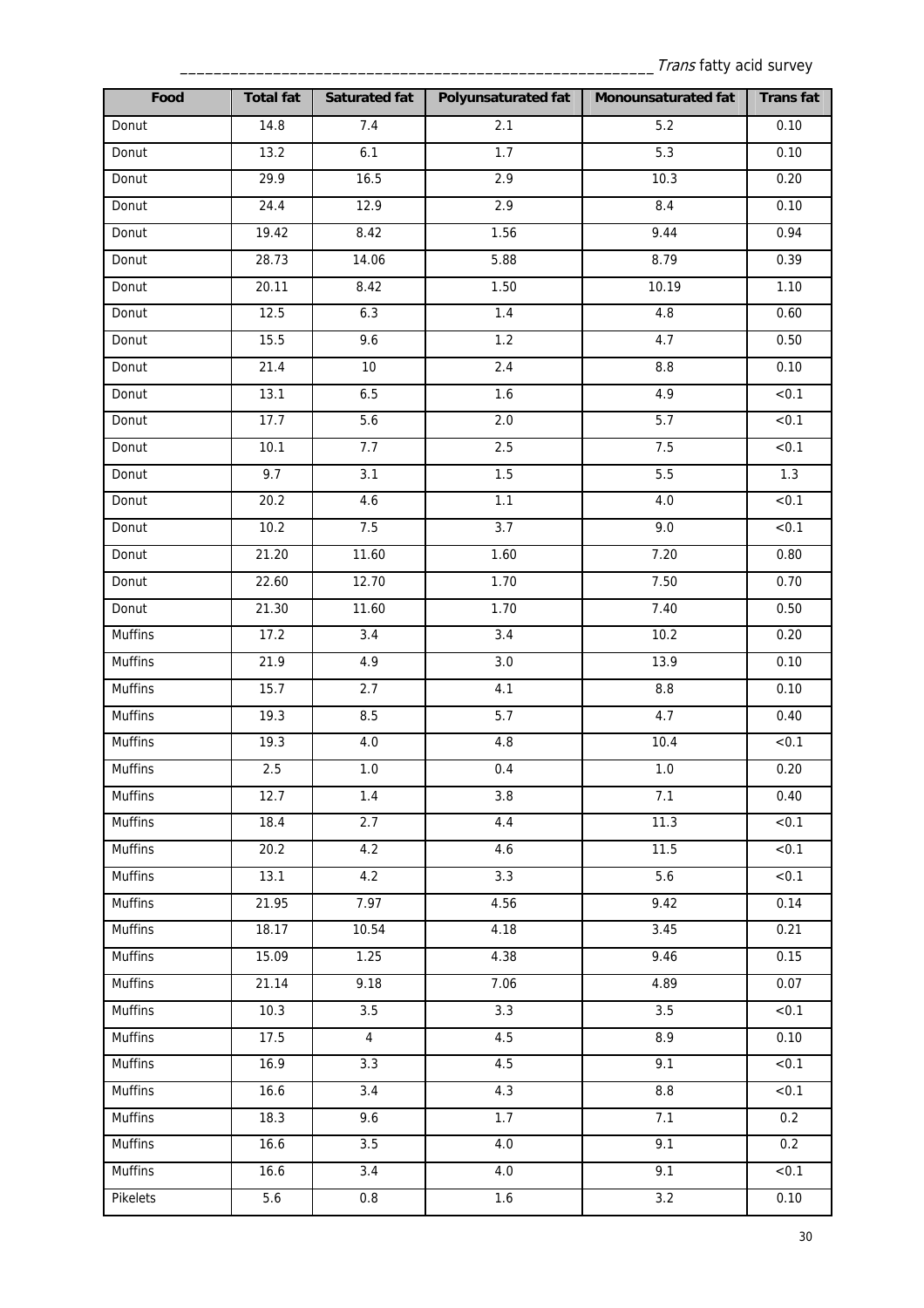| Food | Total fat | Saturated fat | Polyunsaturated fat | Monounsaturated fat | Trans fat |
| --- | --- | --- | --- | --- | --- |
| Donut | 14.8 | 7.4 | 2.1 | 5.2 | 0.10 |
| Donut | 13.2 | 6.1 | 1.7 | 5.3 | 0.10 |
| Donut | 29.9 | 16.5 | 2.9 | 10.3 | 0.20 |
| Donut | 24.4 | 12.9 | 2.9 | 8.4 | 0.10 |
| Donut | 19.42 | 8.42 | 1.56 | 9.44 | 0.94 |
| Donut | 28.73 | 14.06 | 5.88 | 8.79 | 0.39 |
| Donut | 20.11 | 8.42 | 1.50 | 10.19 | 1.10 |
| Donut | 12.5 | 6.3 | 1.4 | 4.8 | 0.60 |
| Donut | 15.5 | 9.6 | 1.2 | 4.7 | 0.50 |
| Donut | 21.4 | 10 | 2.4 | 8.8 | 0.10 |
| Donut | 13.1 | 6.5 | 1.6 | 4.9 | <0.1 |
| Donut | 17.7 | 5.6 | 2.0 | 5.7 | <0.1 |
| Donut | 10.1 | 7.7 | 2.5 | 7.5 | <0.1 |
| Donut | 9.7 | 3.1 | 1.5 | 5.5 | 1.3 |
| Donut | 20.2 | 4.6 | 1.1 | 4.0 | <0.1 |
| Donut | 10.2 | 7.5 | 3.7 | 9.0 | <0.1 |
| Donut | 21.20 | 11.60 | 1.60 | 7.20 | 0.80 |
| Donut | 22.60 | 12.70 | 1.70 | 7.50 | 0.70 |
| Donut | 21.30 | 11.60 | 1.70 | 7.40 | 0.50 |
| Muffins | 17.2 | 3.4 | 3.4 | 10.2 | 0.20 |
| Muffins | 21.9 | 4.9 | 3.0 | 13.9 | 0.10 |
| Muffins | 15.7 | 2.7 | 4.1 | 8.8 | 0.10 |
| Muffins | 19.3 | 8.5 | 5.7 | 4.7 | 0.40 |
| Muffins | 19.3 | 4.0 | 4.8 | 10.4 | <0.1 |
| Muffins | 2.5 | 1.0 | 0.4 | 1.0 | 0.20 |
| Muffins | 12.7 | 1.4 | 3.8 | 7.1 | 0.40 |
| Muffins | 18.4 | 2.7 | 4.4 | 11.3 | <0.1 |
| Muffins | 20.2 | 4.2 | 4.6 | 11.5 | <0.1 |
| Muffins | 13.1 | 4.2 | 3.3 | 5.6 | <0.1 |
| Muffins | 21.95 | 7.97 | 4.56 | 9.42 | 0.14 |
| Muffins | 18.17 | 10.54 | 4.18 | 3.45 | 0.21 |
| Muffins | 15.09 | 1.25 | 4.38 | 9.46 | 0.15 |
| Muffins | 21.14 | 9.18 | 7.06 | 4.89 | 0.07 |
| Muffins | 10.3 | 3.5 | 3.3 | 3.5 | <0.1 |
| Muffins | 17.5 | 4 | 4.5 | 8.9 | 0.10 |
| Muffins | 16.9 | 3.3 | 4.5 | 9.1 | <0.1 |
| Muffins | 16.6 | 3.4 | 4.3 | 8.8 | <0.1 |
| Muffins | 18.3 | 9.6 | 1.7 | 7.1 | 0.2 |
| Muffins | 16.6 | 3.5 | 4.0 | 9.1 | 0.2 |
| Muffins | 16.6 | 3.4 | 4.0 | 9.1 | <0.1 |
| Pikelets | 5.6 | 0.8 | 1.6 | 3.2 | 0.10 |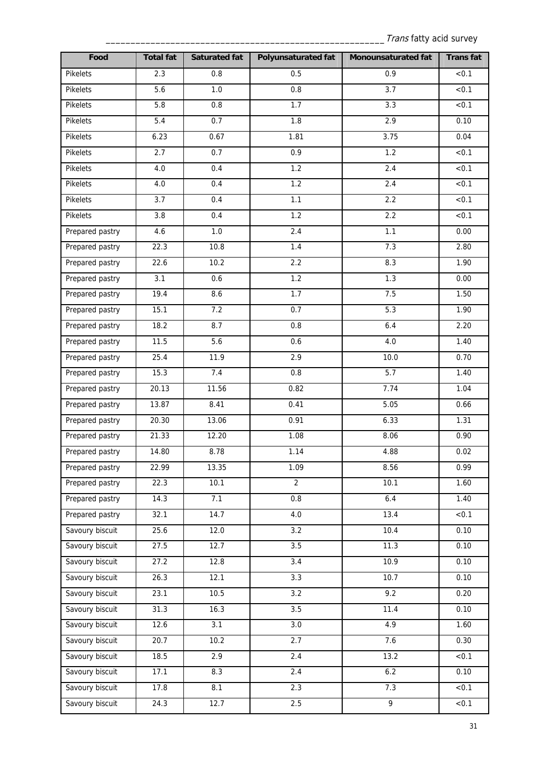| Food | Total fat | Saturated fat | Polyunsaturated fat | Monounsaturated fat | Trans fat |
|---|---|---|---|---|---|
| Pikelets | 2.3 | 0.8 | 0.5 | 0.9 | <0.1 |
| Pikelets | 5.6 | 1.0 | 0.8 | 3.7 | <0.1 |
| Pikelets | 5.8 | 0.8 | 1.7 | 3.3 | <0.1 |
| Pikelets | 5.4 | 0.7 | 1.8 | 2.9 | 0.10 |
| Pikelets | 6.23 | 0.67 | 1.81 | 3.75 | 0.04 |
| Pikelets | 2.7 | 0.7 | 0.9 | 1.2 | <0.1 |
| Pikelets | 4.0 | 0.4 | 1.2 | 2.4 | <0.1 |
| Pikelets | 4.0 | 0.4 | 1.2 | 2.4 | <0.1 |
| Pikelets | 3.7 | 0.4 | 1.1 | 2.2 | <0.1 |
| Pikelets | 3.8 | 0.4 | 1.2 | 2.2 | <0.1 |
| Prepared pastry | 4.6 | 1.0 | 2.4 | 1.1 | 0.00 |
| Prepared pastry | 22.3 | 10.8 | 1.4 | 7.3 | 2.80 |
| Prepared pastry | 22.6 | 10.2 | 2.2 | 8.3 | 1.90 |
| Prepared pastry | 3.1 | 0.6 | 1.2 | 1.3 | 0.00 |
| Prepared pastry | 19.4 | 8.6 | 1.7 | 7.5 | 1.50 |
| Prepared pastry | 15.1 | 7.2 | 0.7 | 5.3 | 1.90 |
| Prepared pastry | 18.2 | 8.7 | 0.8 | 6.4 | 2.20 |
| Prepared pastry | 11.5 | 5.6 | 0.6 | 4.0 | 1.40 |
| Prepared pastry | 25.4 | 11.9 | 2.9 | 10.0 | 0.70 |
| Prepared pastry | 15.3 | 7.4 | 0.8 | 5.7 | 1.40 |
| Prepared pastry | 20.13 | 11.56 | 0.82 | 7.74 | 1.04 |
| Prepared pastry | 13.87 | 8.41 | 0.41 | 5.05 | 0.66 |
| Prepared pastry | 20.30 | 13.06 | 0.91 | 6.33 | 1.31 |
| Prepared pastry | 21.33 | 12.20 | 1.08 | 8.06 | 0.90 |
| Prepared pastry | 14.80 | 8.78 | 1.14 | 4.88 | 0.02 |
| Prepared pastry | 22.99 | 13.35 | 1.09 | 8.56 | 0.99 |
| Prepared pastry | 22.3 | 10.1 | 2 | 10.1 | 1.60 |
| Prepared pastry | 14.3 | 7.1 | 0.8 | 6.4 | 1.40 |
| Prepared pastry | 32.1 | 14.7 | 4.0 | 13.4 | <0.1 |
| Savoury biscuit | 25.6 | 12.0 | 3.2 | 10.4 | 0.10 |
| Savoury biscuit | 27.5 | 12.7 | 3.5 | 11.3 | 0.10 |
| Savoury biscuit | 27.2 | 12.8 | 3.4 | 10.9 | 0.10 |
| Savoury biscuit | 26.3 | 12.1 | 3.3 | 10.7 | 0.10 |
| Savoury biscuit | 23.1 | 10.5 | 3.2 | 9.2 | 0.20 |
| Savoury biscuit | 31.3 | 16.3 | 3.5 | 11.4 | 0.10 |
| Savoury biscuit | 12.6 | 3.1 | 3.0 | 4.9 | 1.60 |
| Savoury biscuit | 20.7 | 10.2 | 2.7 | 7.6 | 0.30 |
| Savoury biscuit | 18.5 | 2.9 | 2.4 | 13.2 | <0.1 |
| Savoury biscuit | 17.1 | 8.3 | 2.4 | 6.2 | 0.10 |
| Savoury biscuit | 17.8 | 8.1 | 2.3 | 7.3 | <0.1 |
| Savoury biscuit | 24.3 | 12.7 | 2.5 | 9 | <0.1 |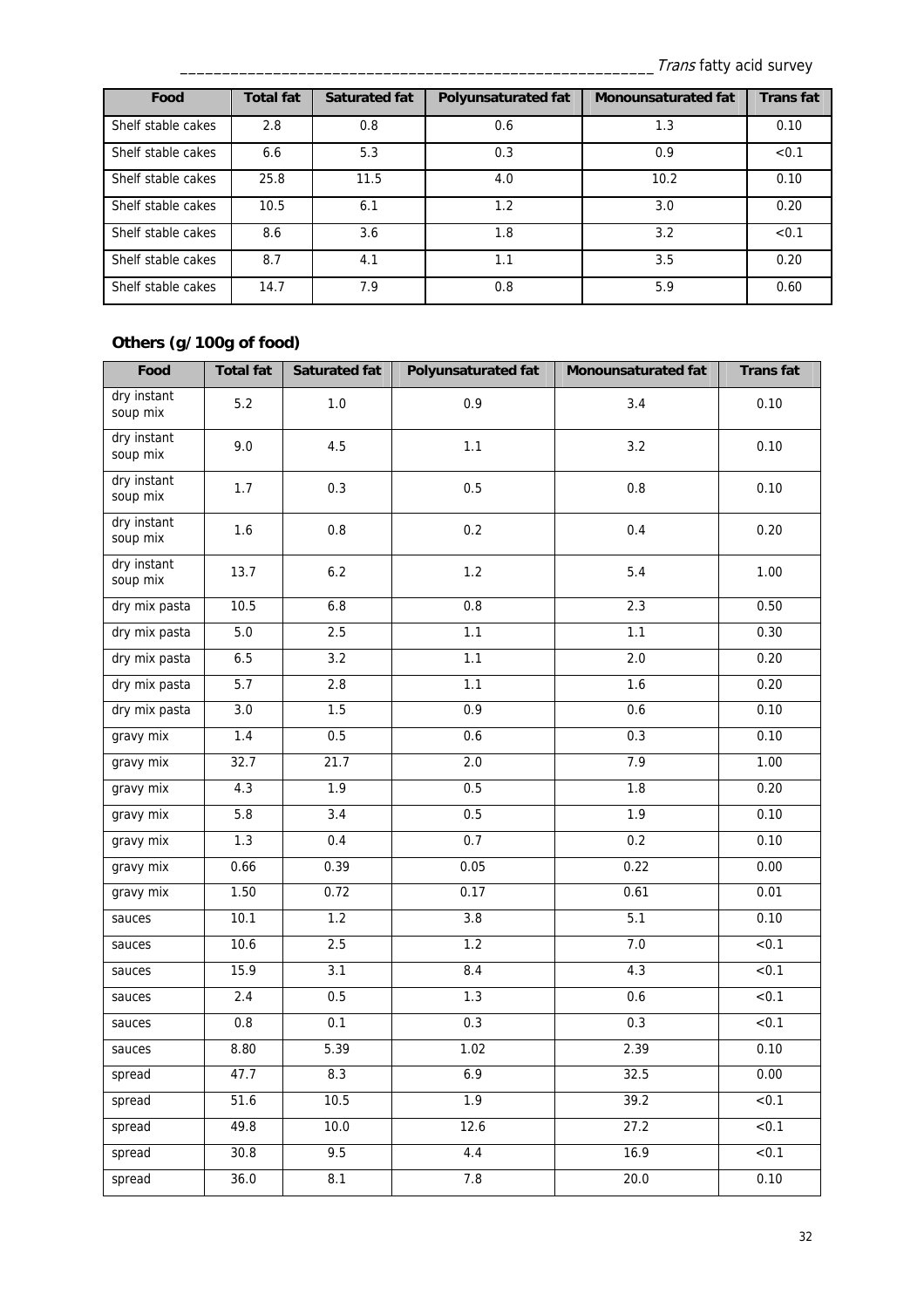| Food | Total fat | Saturated fat | Polyunsaturated fat | Monounsaturated fat | Trans fat |
|---|---|---|---|---|---|
| Shelf stable cakes | 2.8 | 0.8 | 0.6 | 1.3 | 0.10 |
| Shelf stable cakes | 6.6 | 5.3 | 0.3 | 0.9 | <0.1 |
| Shelf stable cakes | 25.8 | 11.5 | 4.0 | 10.2 | 0.10 |
| Shelf stable cakes | 10.5 | 6.1 | 1.2 | 3.0 | 0.20 |
| Shelf stable cakes | 8.6 | 3.6 | 1.8 | 3.2 | <0.1 |
| Shelf stable cakes | 8.7 | 4.1 | 1.1 | 3.5 | 0.20 |
| Shelf stable cakes | 14.7 | 7.9 | 0.8 | 5.9 | 0.60 |

### Others (g/100g of food)

| Food | Total fat | Saturated fat | Polyunsaturated fat | Monounsaturated fat | Trans fat |
|---|---|---|---|---|---|
| dry instant soup mix | 5.2 | 1.0 | 0.9 | 3.4 | 0.10 |
| dry instant soup mix | 9.0 | 4.5 | 1.1 | 3.2 | 0.10 |
| dry instant soup mix | 1.7 | 0.3 | 0.5 | 0.8 | 0.10 |
| dry instant soup mix | 1.6 | 0.8 | 0.2 | 0.4 | 0.20 |
| dry instant soup mix | 13.7 | 6.2 | 1.2 | 5.4 | 1.00 |
| dry mix pasta | 10.5 | 6.8 | 0.8 | 2.3 | 0.50 |
| dry mix pasta | 5.0 | 2.5 | 1.1 | 1.1 | 0.30 |
| dry mix pasta | 6.5 | 3.2 | 1.1 | 2.0 | 0.20 |
| dry mix pasta | 5.7 | 2.8 | 1.1 | 1.6 | 0.20 |
| dry mix pasta | 3.0 | 1.5 | 0.9 | 0.6 | 0.10 |
| gravy mix | 1.4 | 0.5 | 0.6 | 0.3 | 0.10 |
| gravy mix | 32.7 | 21.7 | 2.0 | 7.9 | 1.00 |
| gravy mix | 4.3 | 1.9 | 0.5 | 1.8 | 0.20 |
| gravy mix | 5.8 | 3.4 | 0.5 | 1.9 | 0.10 |
| gravy mix | 1.3 | 0.4 | 0.7 | 0.2 | 0.10 |
| gravy mix | 0.66 | 0.39 | 0.05 | 0.22 | 0.00 |
| gravy mix | 1.50 | 0.72 | 0.17 | 0.61 | 0.01 |
| sauces | 10.1 | 1.2 | 3.8 | 5.1 | 0.10 |
| sauces | 10.6 | 2.5 | 1.2 | 7.0 | <0.1 |
| sauces | 15.9 | 3.1 | 8.4 | 4.3 | <0.1 |
| sauces | 2.4 | 0.5 | 1.3 | 0.6 | <0.1 |
| sauces | 0.8 | 0.1 | 0.3 | 0.3 | <0.1 |
| sauces | 8.80 | 5.39 | 1.02 | 2.39 | 0.10 |
| spread | 47.7 | 8.3 | 6.9 | 32.5 | 0.00 |
| spread | 51.6 | 10.5 | 1.9 | 39.2 | <0.1 |
| spread | 49.8 | 10.0 | 12.6 | 27.2 | <0.1 |
| spread | 30.8 | 9.5 | 4.4 | 16.9 | <0.1 |
| spread | 36.0 | 8.1 | 7.8 | 20.0 | 0.10 |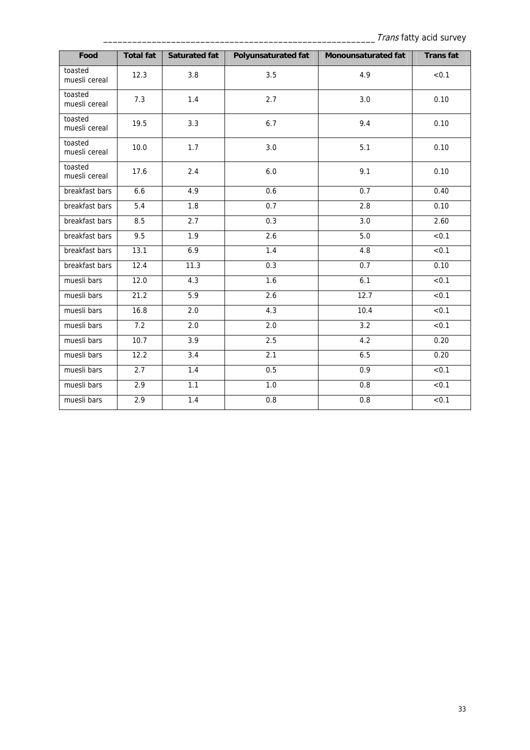| Food | Total fat | Saturated fat | Polyunsaturated fat | Monounsaturated fat | Trans fat |
|---|---|---|---|---|---|
| toasted muesli cereal | 12.3 | 3.8 | 3.5 | 4.9 | <0.1 |
| toasted muesli cereal | 7.3 | 1.4 | 2.7 | 3.0 | 0.10 |
| toasted muesli cereal | 19.5 | 3.3 | 6.7 | 9.4 | 0.10 |
| toasted muesli cereal | 10.0 | 1.7 | 3.0 | 5.1 | 0.10 |
| toasted muesli cereal | 17.6 | 2.4 | 6.0 | 9.1 | 0.10 |
| breakfast bars | 6.6 | 4.9 | 0.6 | 0.7 | 0.40 |
| breakfast bars | 5.4 | 1.8 | 0.7 | 2.8 | 0.10 |
| breakfast bars | 8.5 | 2.7 | 0.3 | 3.0 | 2.60 |
| breakfast bars | 9.5 | 1.9 | 2.6 | 5.0 | <0.1 |
| breakfast bars | 13.1 | 6.9 | 1.4 | 4.8 | <0.1 |
| breakfast bars | 12.4 | 11.3 | 0.3 | 0.7 | 0.10 |
| muesli bars | 12.0 | 4.3 | 1.6 | 6.1 | <0.1 |
| muesli bars | 21.2 | 5.9 | 2.6 | 12.7 | <0.1 |
| muesli bars | 16.8 | 2.0 | 4.3 | 10.4 | <0.1 |
| muesli bars | 7.2 | 2.0 | 2.0 | 3.2 | <0.1 |
| muesli bars | 10.7 | 3.9 | 2.5 | 4.2 | 0.20 |
| muesli bars | 12.2 | 3.4 | 2.1 | 6.5 | 0.20 |
| muesli bars | 2.7 | 1.4 | 0.5 | 0.9 | <0.1 |
| muesli bars | 2.9 | 1.1 | 1.0 | 0.8 | <0.1 |
| muesli bars | 2.9 | 1.4 | 0.8 | 0.8 | <0.1 |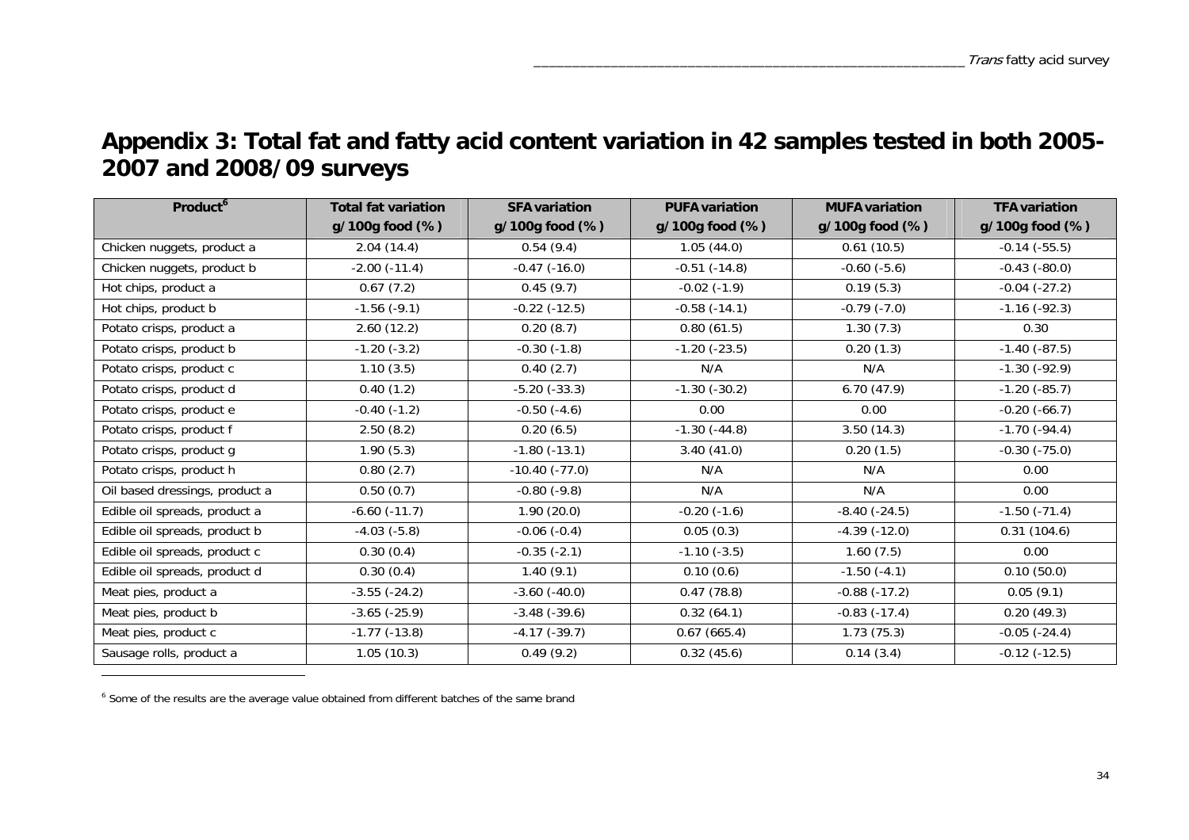# Appendix 3: Total fat and fatty acid content variation in 42 samples tested in both 2005-2007 and 2008/09 surveys

| Product[6] | Total fat variation g/100g food (%) | SFA variation g/100g food (%) | PUFA variation g/100g food (%) | MUFA variation g/100g food (%) | TFA variation g/100g food (%) |
|---|---|---|---|---|---|
| Chicken nuggets, product a | 2.04 (14.4) | 0.54 (9.4) | 1.05 (44.0) | 0.61 (10.5) | -0.14 (-55.5) |
| Chicken nuggets, product b | -2.00 (-11.4) | -0.47 (-16.0) | -0.51 (-14.8) | -0.60 (-5.6) | -0.43 (-80.0) |
| Hot chips, product a | 0.67 (7.2) | 0.45 (9.7) | -0.02 (-1.9) | 0.19 (5.3) | -0.04 (-27.2) |
| Hot chips, product b | -1.56 (-9.1) | -0.22 (-12.5) | -0.58 (-14.1) | -0.79 (-7.0) | -1.16 (-92.3) |
| Potato crisps, product a | 2.60 (12.2) | 0.20 (8.7) | 0.80 (61.5) | 1.30 (7.3) | 0.30 |
| Potato crisps, product b | -1.20 (-3.2) | -0.30 (-1.8) | -1.20 (-23.5) | 0.20 (1.3) | -1.40 (-87.5) |
| Potato crisps, product c | 1.10 (3.5) | 0.40 (2.7) | N/A | N/A | -1.30 (-92.9) |
| Potato crisps, product d | 0.40 (1.2) | -5.20 (-33.3) | -1.30 (-30.2) | 6.70 (47.9) | -1.20 (-85.7) |
| Potato crisps, product e | -0.40 (-1.2) | -0.50 (-4.6) | 0.00 | 0.00 | -0.20 (-66.7) |
| Potato crisps, product f | 2.50 (8.2) | 0.20 (6.5) | -1.30 (-44.8) | 3.50 (14.3) | -1.70 (-94.4) |
| Potato crisps, product g | 1.90 (5.3) | -1.80 (-13.1) | 3.40 (41.0) | 0.20 (1.5) | -0.30 (-75.0) |
| Potato crisps, product h | 0.80 (2.7) | -10.40 (-77.0) | N/A | N/A | 0.00 |
| Oil based dressings, product a | 0.50 (0.7) | -0.80 (-9.8) | N/A | N/A | 0.00 |
| Edible oil spreads, product a | -6.60 (-11.7) | 1.90 (20.0) | -0.20 (-1.6) | -8.40 (-24.5) | -1.50 (-71.4) |
| Edible oil spreads, product b | -4.03 (-5.8) | -0.06 (-0.4) | 0.05 (0.3) | -4.39 (-12.0) | 0.31 (104.6) |
| Edible oil spreads, product c | 0.30 (0.4) | -0.35 (-2.1) | -1.10 (-3.5) | 1.60 (7.5) | 0.00 |
| Edible oil spreads, product d | 0.30 (0.4) | 1.40 (9.1) | 0.10 (0.6) | -1.50 (-4.1) | 0.10 (50.0) |
| Meat pies, product a | -3.55 (-24.2) | -3.60 (-40.0) | 0.47 (78.8) | -0.88 (-17.2) | 0.05 (9.1) |
| Meat pies, product b | -3.65 (-25.9) | -3.48 (-39.6) | 0.32 (64.1) | -0.83 (-17.4) | 0.20 (49.3) |
| Meat pies, product c | -1.77 (-13.8) | -4.17 (-39.7) | 0.67 (665.4) | 1.73 (75.3) | -0.05 (-24.4) |
| Sausage rolls, product a | 1.05 (10.3) | 0.49 (9.2) | 0.32 (45.6) | 0.14 (3.4) | -0.12 (-12.5) |

[6] Some of the results are the average value obtained from different batches of the same brand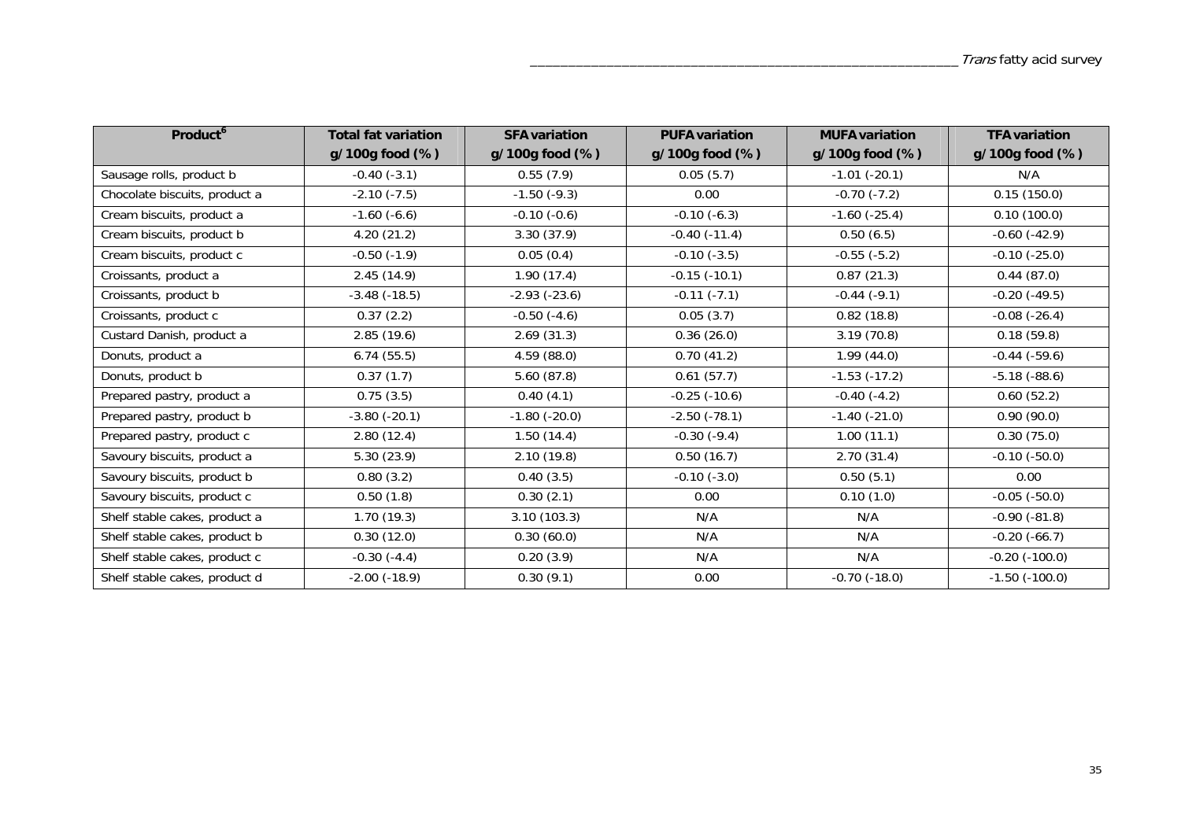| Product[6] | Total fat variation g/100g food (%) | SFA variation g/100g food (%) | PUFA variation g/100g food (%) | MUFA variation g/100g food (%) | TFA variation g/100g food (%) |
|---|---|---|---|---|---|
| Sausage rolls, product b | -0.40 (-3.1) | 0.55 (7.9) | 0.05 (5.7) | -1.01 (-20.1) | N/A |
| Chocolate biscuits, product a | -2.10 (-7.5) | -1.50 (-9.3) | 0.00 | -0.70 (-7.2) | 0.15 (150.0) |
| Cream biscuits, product a | -1.60 (-6.6) | -0.10 (-0.6) | -0.10 (-6.3) | -1.60 (-25.4) | 0.10 (100.0) |
| Cream biscuits, product b | 4.20 (21.2) | 3.30 (37.9) | -0.40 (-11.4) | 0.50 (6.5) | -0.60 (-42.9) |
| Cream biscuits, product c | -0.50 (-1.9) | 0.05 (0.4) | -0.10 (-3.5) | -0.55 (-5.2) | -0.10 (-25.0) |
| Croissants, product a | 2.45 (14.9) | 1.90 (17.4) | -0.15 (-10.1) | 0.87 (21.3) | 0.44 (87.0) |
| Croissants, product b | -3.48 (-18.5) | -2.93 (-23.6) | -0.11 (-7.1) | -0.44 (-9.1) | -0.20 (-49.5) |
| Croissants, product c | 0.37 (2.2) | -0.50 (-4.6) | 0.05 (3.7) | 0.82 (18.8) | -0.08 (-26.4) |
| Custard Danish, product a | 2.85 (19.6) | 2.69 (31.3) | 0.36 (26.0) | 3.19 (70.8) | 0.18 (59.8) |
| Donuts, product a | 6.74 (55.5) | 4.59 (88.0) | 0.70 (41.2) | 1.99 (44.0) | -0.44 (-59.6) |
| Donuts, product b | 0.37 (1.7) | 5.60 (87.8) | 0.61 (57.7) | -1.53 (-17.2) | -5.18 (-88.6) |
| Prepared pastry, product a | 0.75 (3.5) | 0.40 (4.1) | -0.25 (-10.6) | -0.40 (-4.2) | 0.60 (52.2) |
| Prepared pastry, product b | -3.80 (-20.1) | -1.80 (-20.0) | -2.50 (-78.1) | -1.40 (-21.0) | 0.90 (90.0) |
| Prepared pastry, product c | 2.80 (12.4) | 1.50 (14.4) | -0.30 (-9.4) | 1.00 (11.1) | 0.30 (75.0) |
| Savoury biscuits, product a | 5.30 (23.9) | 2.10 (19.8) | 0.50 (16.7) | 2.70 (31.4) | -0.10 (-50.0) |
| Savoury biscuits, product b | 0.80 (3.2) | 0.40 (3.5) | -0.10 (-3.0) | 0.50 (5.1) | 0.00 |
| Savoury biscuits, product c | 0.50 (1.8) | 0.30 (2.1) | 0.00 | 0.10 (1.0) | -0.05 (-50.0) |
| Shelf stable cakes, product a | 1.70 (19.3) | 3.10 (103.3) | N/A | N/A | -0.90 (-81.8) |
| Shelf stable cakes, product b | 0.30 (12.0) | 0.30 (60.0) | N/A | N/A | -0.20 (-66.7) |
| Shelf stable cakes, product c | -0.30 (-4.4) | 0.20 (3.9) | N/A | N/A | -0.20 (-100.0) |
| Shelf stable cakes, product d | -2.00 (-18.9) | 0.30 (9.1) | 0.00 | -0.70 (-18.0) | -1.50 (-100.0) |